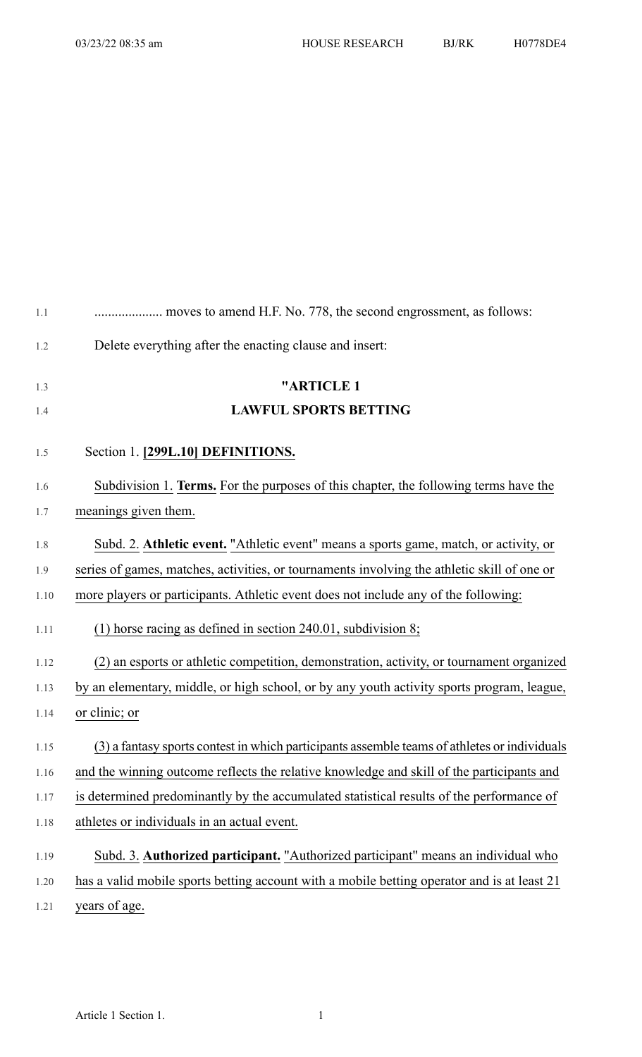.................... moves to amend H.F. No. 778, the second engrossment, as follows:

Delete everything after the enacting clause and insert:

# "ARTICLE 1

# LAWFUL SPORTS BETTING

Section 1. **[299L.10] DEFINITIONS.**

Subdivision 1. **Terms.** For the purposes of this chapter, the following terms have the meanings given them.

Subd. 2. **Athletic event.** "Athletic event" means a sports game, match, or activity, or series of games, matches, activities, or tournaments involving the athletic skill of one or more players or participants. Athletic event does not include any of the following:

(1) horse racing as defined in section 240.01, subdivision 8;

(2) an esports or athletic competition, demonstration, activity, or tournament organized by an elementary, middle, or high school, or by any youth activity sports program, league, or clinic; or

(3) a fantasy sports contest in which participants assemble teams of athletes or individuals and the winning outcome reflects the relative knowledge and skill of the participants and is determined predominantly by the accumulated statistical results of the performance of athletes or individuals in an actual event.

Subd. 3. **Authorized participant.** "Authorized participant" means an individual who has a valid mobile sports betting account with a mobile betting operator and is at least 21 years of age.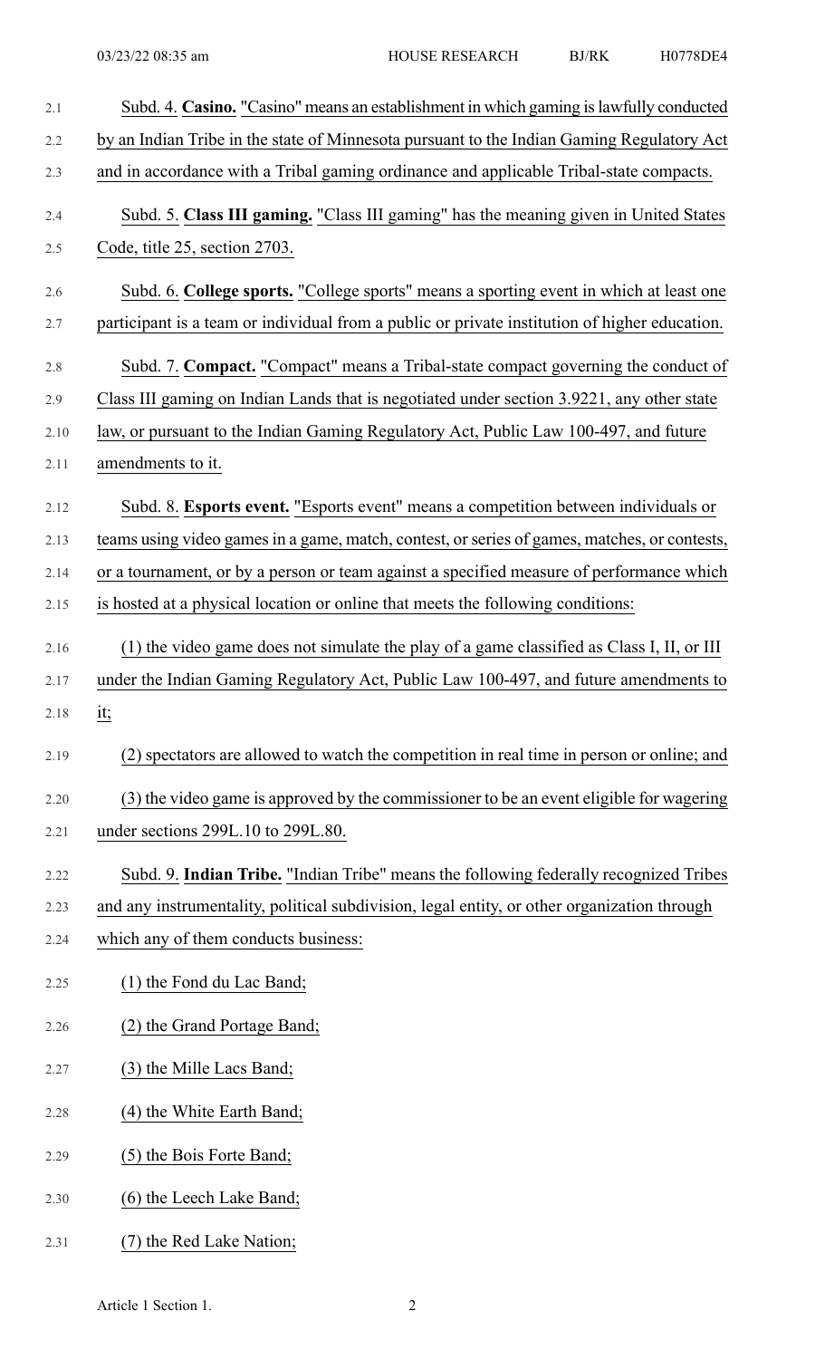Subd. 4. **Casino.** "Casino" means an establishment in which gaming is lawfully conducted by an Indian Tribe in the state of Minnesota pursuant to the Indian Gaming Regulatory Act and in accordance with a Tribal gaming ordinance and applicable Tribal-state compacts.

Subd. 5. **Class III gaming.** "Class III gaming" has the meaning given in United States Code, title 25, section 2703.

Subd. 6. **College sports.** "College sports" means a sporting event in which at least one participant is a team or individual from a public or private institution of higher education.

Subd. 7. **Compact.** "Compact" means a Tribal-state compact governing the conduct of Class III gaming on Indian Lands that is negotiated under section 3.9221, any other state law, or pursuant to the Indian Gaming Regulatory Act, Public Law 100-497, and future amendments to it.

Subd. 8. **Esports event.** "Esports event" means a competition between individuals or teams using video games in a game, match, contest, or series of games, matches, or contests, or a tournament, or by a person or team against a specified measure of performance which is hosted at a physical location or online that meets the following conditions:

(1) the video game does not simulate the play of a game classified as Class I, II, or III under the Indian Gaming Regulatory Act, Public Law 100-497, and future amendments to it;

(2) spectators are allowed to watch the competition in real time in person or online; and

(3) the video game is approved by the commissioner to be an event eligible for wagering under sections 299L.10 to 299L.80.

Subd. 9. **Indian Tribe.** "Indian Tribe" means the following federally recognized Tribes and any instrumentality, political subdivision, legal entity, or other organization through which any of them conducts business:

(1) the Fond du Lac Band;

(2) the Grand Portage Band;

(3) the Mille Lacs Band;

(4) the White Earth Band;

(5) the Bois Forte Band;

(6) the Leech Lake Band;

(7) the Red Lake Nation;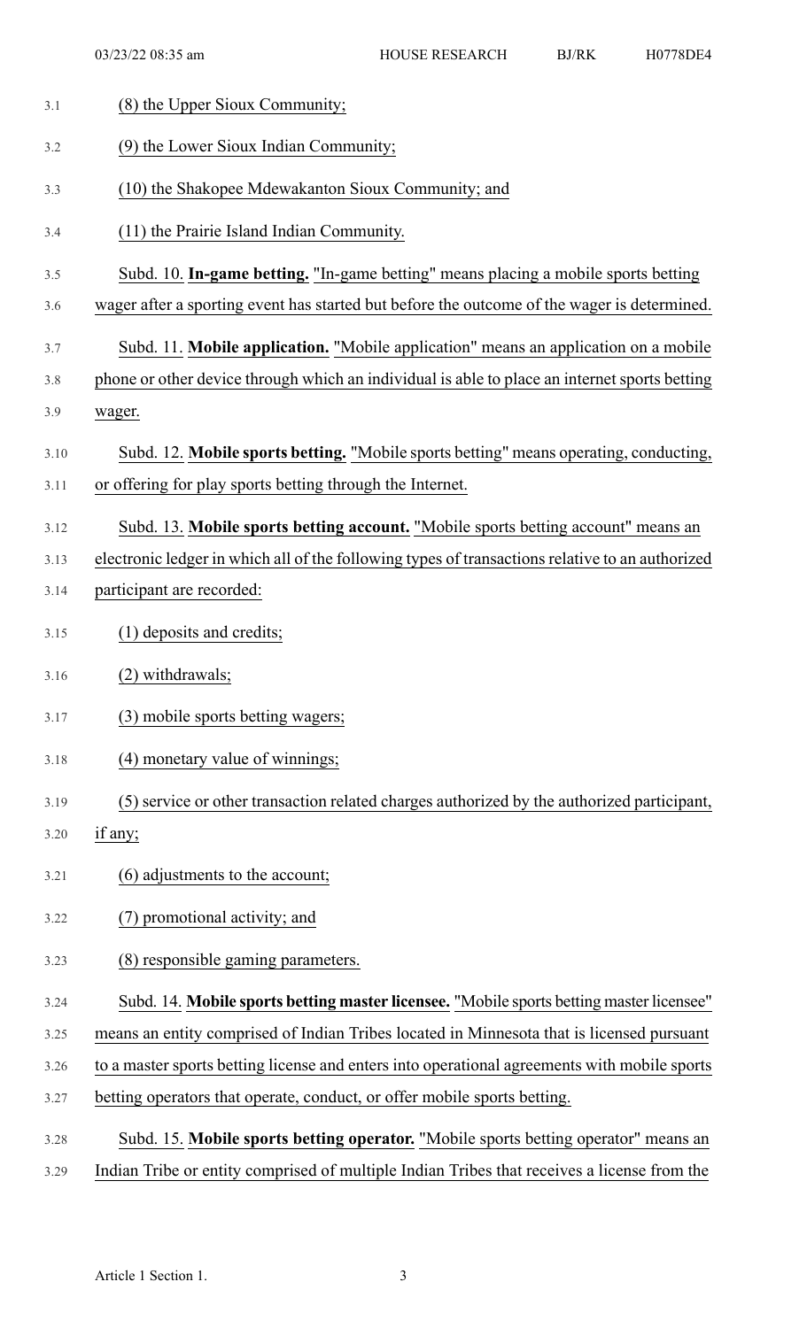(8) the Upper Sioux Community;

(9) the Lower Sioux Indian Community;

(10) the Shakopee Mdewakanton Sioux Community; and

(11) the Prairie Island Indian Community.

Subd. 10. **In-game betting.** "In-game betting" means placing a mobile sports betting wager after a sporting event has started but before the outcome of the wager is determined.

Subd. 11. **Mobile application.** "Mobile application" means an application on a mobile phone or other device through which an individual is able to place an internet sports betting wager.

Subd. 12. **Mobile sports betting.** "Mobile sports betting" means operating, conducting, or offering for play sports betting through the Internet.

Subd. 13. **Mobile sports betting account.** "Mobile sports betting account" means an electronic ledger in which all of the following types of transactions relative to an authorized participant are recorded:

(1) deposits and credits;

(2) withdrawals;

(3) mobile sports betting wagers;

(4) monetary value of winnings;

(5) service or other transaction related charges authorized by the authorized participant, if any;

(6) adjustments to the account;

(7) promotional activity; and

(8) responsible gaming parameters.

Subd. 14. **Mobile sports betting master licensee.** "Mobile sports betting master licensee" means an entity comprised of Indian Tribes located in Minnesota that is licensed pursuant to a master sports betting license and enters into operational agreements with mobile sports betting operators that operate, conduct, or offer mobile sports betting.

Subd. 15. **Mobile sports betting operator.** "Mobile sports betting operator" means an Indian Tribe or entity comprised of multiple Indian Tribes that receives a license from the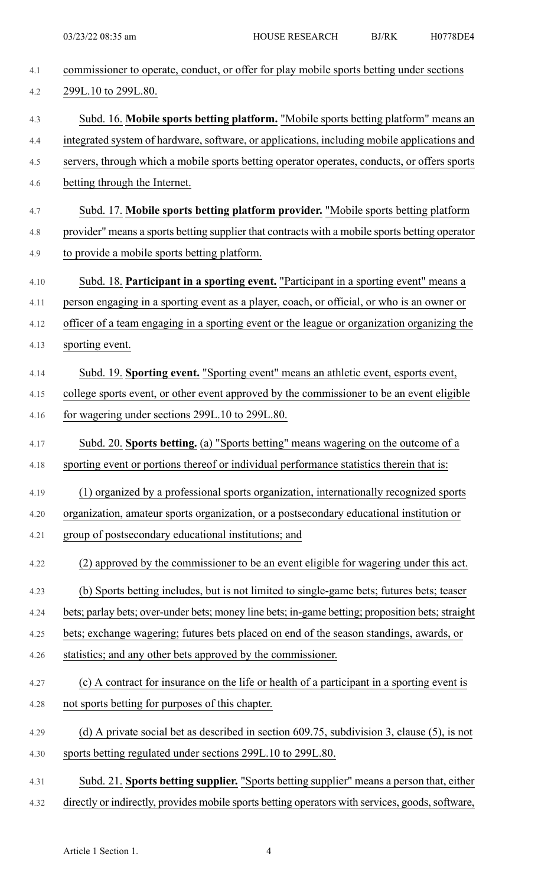commissioner to operate, conduct, or offer for play mobile sports betting under sections 299L.10 to 299L.80.

Subd. 16. **Mobile sports betting platform.** "Mobile sports betting platform" means an integrated system of hardware, software, or applications, including mobile applications and servers, through which a mobile sports betting operator operates, conducts, or offers sports betting through the Internet.

Subd. 17. **Mobile sports betting platform provider.** "Mobile sports betting platform provider" means a sports betting supplier that contracts with a mobile sports betting operator to provide a mobile sports betting platform.

Subd. 18. **Participant in a sporting event.** "Participant in a sporting event" means a person engaging in a sporting event as a player, coach, or official, or who is an owner or officer of a team engaging in a sporting event or the league or organization organizing the sporting event.

Subd. 19. **Sporting event.** "Sporting event" means an athletic event, esports event, college sports event, or other event approved by the commissioner to be an event eligible for wagering under sections 299L.10 to 299L.80.

Subd. 20. **Sports betting.** (a) "Sports betting" means wagering on the outcome of a sporting event or portions thereof or individual performance statistics therein that is:

(1) organized by a professional sports organization, internationally recognized sports organization, amateur sports organization, or a postsecondary educational institution or group of postsecondary educational institutions; and

(2) approved by the commissioner to be an event eligible for wagering under this act.

(b) Sports betting includes, but is not limited to single-game bets; futures bets; teaser bets; parlay bets; over-under bets; money line bets; in-game betting; proposition bets; straight bets; exchange wagering; futures bets placed on end of the season standings, awards, or statistics; and any other bets approved by the commissioner.

(c) A contract for insurance on the life or health of a participant in a sporting event is not sports betting for purposes of this chapter.

(d) A private social bet as described in section 609.75, subdivision 3, clause (5), is not sports betting regulated under sections 299L.10 to 299L.80.

Subd. 21. **Sports betting supplier.** "Sports betting supplier" means a person that, either directly or indirectly, provides mobile sports betting operators with services, goods, software,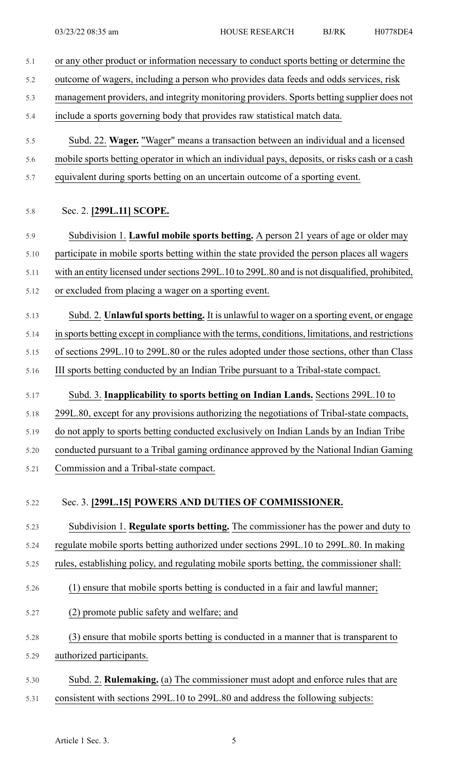or any other product or information necessary to conduct sports betting or determine the outcome of wagers, including a person who provides data feeds and odds services, risk management providers, and integrity monitoring providers. Sports betting supplier does not include a sports governing body that provides raw statistical match data.

Subd. 22. **Wager.** "Wager" means a transaction between an individual and a licensed mobile sports betting operator in which an individual pays, deposits, or risks cash or a cash equivalent during sports betting on an uncertain outcome of a sporting event.

Sec. 2. **[299L.11] SCOPE.**

Subdivision 1. **Lawful mobile sports betting.** A person 21 years of age or older may participate in mobile sports betting within the state provided the person places all wagers with an entity licensed under sections 299L.10 to 299L.80 and is not disqualified, prohibited, or excluded from placing a wager on a sporting event.

Subd. 2. **Unlawful sports betting.** It is unlawful to wager on a sporting event, or engage in sports betting except in compliance with the terms, conditions, limitations, and restrictions of sections 299L.10 to 299L.80 or the rules adopted under those sections, other than Class III sports betting conducted by an Indian Tribe pursuant to a Tribal-state compact.

Subd. 3. **Inapplicability to sports betting on Indian Lands.** Sections 299L.10 to 299L.80, except for any provisions authorizing the negotiations of Tribal-state compacts, do not apply to sports betting conducted exclusively on Indian Lands by an Indian Tribe conducted pursuant to a Tribal gaming ordinance approved by the National Indian Gaming Commission and a Tribal-state compact.

Sec. 3. **[299L.15] POWERS AND DUTIES OF COMMISSIONER.**

Subdivision 1. **Regulate sports betting.** The commissioner has the power and duty to regulate mobile sports betting authorized under sections 299L.10 to 299L.80. In making rules, establishing policy, and regulating mobile sports betting, the commissioner shall:

(1) ensure that mobile sports betting is conducted in a fair and lawful manner;

(2) promote public safety and welfare; and

(3) ensure that mobile sports betting is conducted in a manner that is transparent to authorized participants.

Subd. 2. **Rulemaking.** (a) The commissioner must adopt and enforce rules that are consistent with sections 299L.10 to 299L.80 and address the following subjects: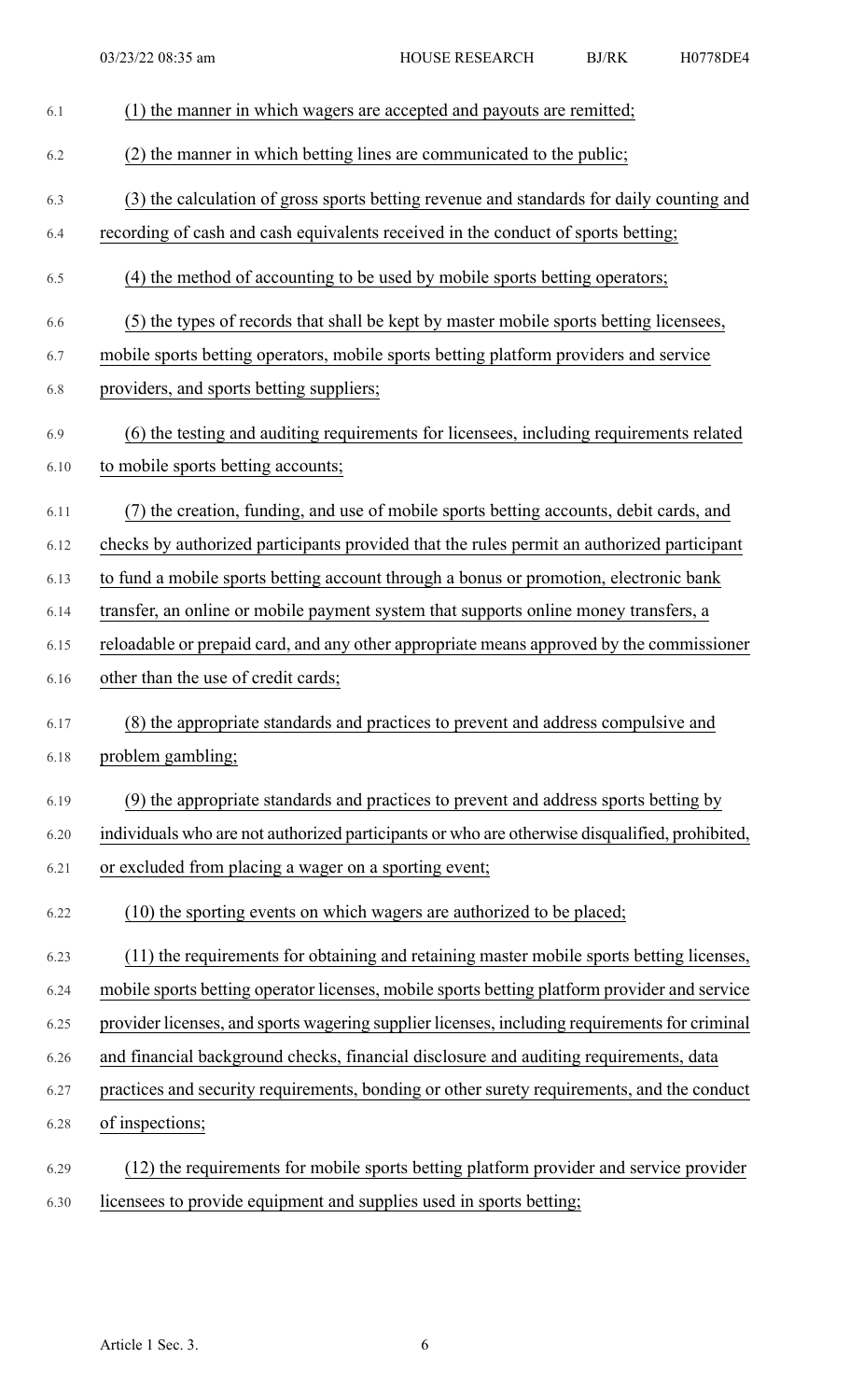(1) the manner in which wagers are accepted and payouts are remitted;

(2) the manner in which betting lines are communicated to the public;

(3) the calculation of gross sports betting revenue and standards for daily counting and recording of cash and cash equivalents received in the conduct of sports betting;

(4) the method of accounting to be used by mobile sports betting operators;

(5) the types of records that shall be kept by master mobile sports betting licensees, mobile sports betting operators, mobile sports betting platform providers and service providers, and sports betting suppliers;

(6) the testing and auditing requirements for licensees, including requirements related to mobile sports betting accounts;

(7) the creation, funding, and use of mobile sports betting accounts, debit cards, and checks by authorized participants provided that the rules permit an authorized participant to fund a mobile sports betting account through a bonus or promotion, electronic bank transfer, an online or mobile payment system that supports online money transfers, a reloadable or prepaid card, and any other appropriate means approved by the commissioner other than the use of credit cards;

(8) the appropriate standards and practices to prevent and address compulsive and problem gambling;

(9) the appropriate standards and practices to prevent and address sports betting by individuals who are not authorized participants or who are otherwise disqualified, prohibited, or excluded from placing a wager on a sporting event;

(10) the sporting events on which wagers are authorized to be placed;

(11) the requirements for obtaining and retaining master mobile sports betting licenses, mobile sports betting operator licenses, mobile sports betting platform provider and service provider licenses, and sports wagering supplier licenses, including requirements for criminal and financial background checks, financial disclosure and auditing requirements, data practices and security requirements, bonding or other surety requirements, and the conduct of inspections;

(12) the requirements for mobile sports betting platform provider and service provider licensees to provide equipment and supplies used in sports betting;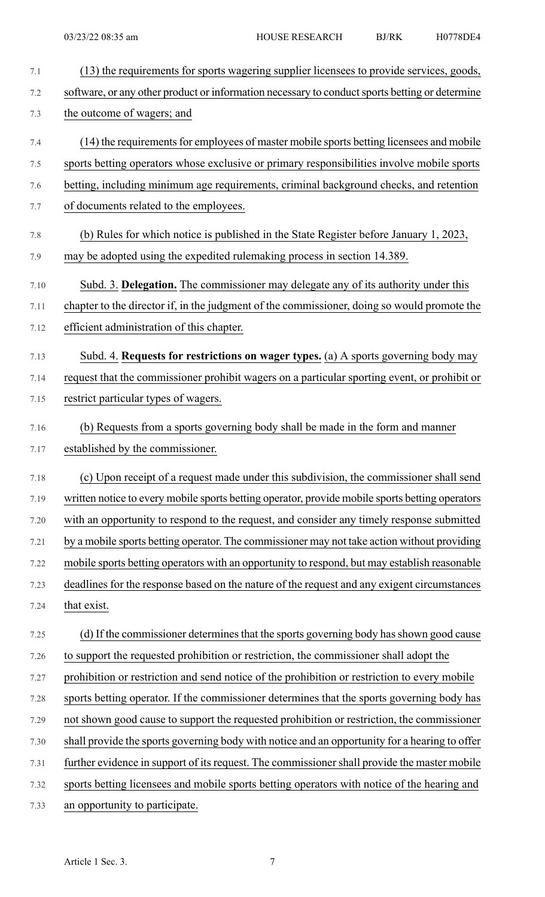(13) the requirements for sports wagering supplier licensees to provide services, goods, software, or any other product or information necessary to conduct sports betting or determine the outcome of wagers; and

(14) the requirements for employees of master mobile sports betting licensees and mobile sports betting operators whose exclusive or primary responsibilities involve mobile sports betting, including minimum age requirements, criminal background checks, and retention of documents related to the employees.

(b) Rules for which notice is published in the State Register before January 1, 2023, may be adopted using the expedited rulemaking process in section 14.389.

Subd. 3. **Delegation.** The commissioner may delegate any of its authority under this chapter to the director if, in the judgment of the commissioner, doing so would promote the efficient administration of this chapter.

Subd. 4. **Requests for restrictions on wager types.** (a) A sports governing body may request that the commissioner prohibit wagers on a particular sporting event, or prohibit or restrict particular types of wagers.

(b) Requests from a sports governing body shall be made in the form and manner established by the commissioner.

(c) Upon receipt of a request made under this subdivision, the commissioner shall send written notice to every mobile sports betting operator, provide mobile sports betting operators with an opportunity to respond to the request, and consider any timely response submitted by a mobile sports betting operator. The commissioner may not take action without providing mobile sports betting operators with an opportunity to respond, but may establish reasonable deadlines for the response based on the nature of the request and any exigent circumstances that exist.

(d) If the commissioner determines that the sports governing body has shown good cause to support the requested prohibition or restriction, the commissioner shall adopt the prohibition or restriction and send notice of the prohibition or restriction to every mobile sports betting operator. If the commissioner determines that the sports governing body has not shown good cause to support the requested prohibition or restriction, the commissioner shall provide the sports governing body with notice and an opportunity for a hearing to offer further evidence in support of its request. The commissioner shall provide the master mobile sports betting licensees and mobile sports betting operators with notice of the hearing and an opportunity to participate.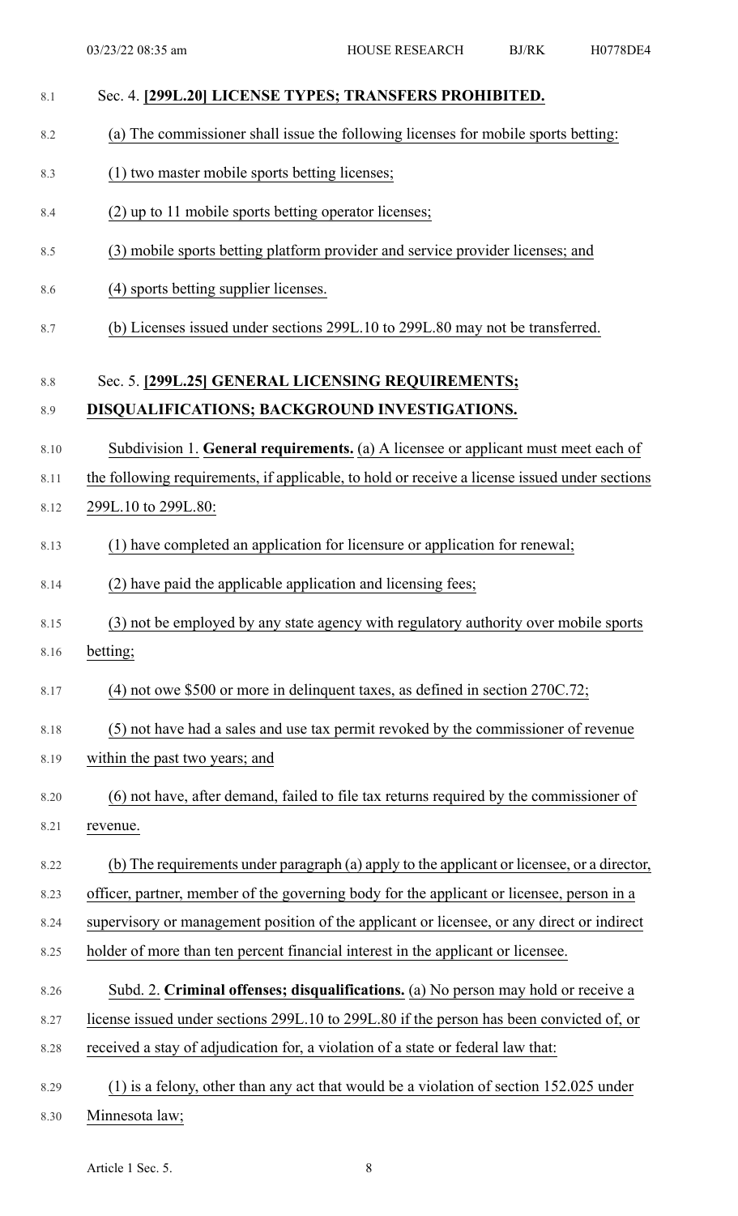Sec. 4. **[299L.20] LICENSE TYPES; TRANSFERS PROHIBITED.**

(a) The commissioner shall issue the following licenses for mobile sports betting:

(1) two master mobile sports betting licenses;

(2) up to 11 mobile sports betting operator licenses;

(3) mobile sports betting platform provider and service provider licenses; and

(4) sports betting supplier licenses.

(b) Licenses issued under sections 299L.10 to 299L.80 may not be transferred.

Sec. 5. **[299L.25] GENERAL LICENSING REQUIREMENTS; DISQUALIFICATIONS; BACKGROUND INVESTIGATIONS.**

Subdivision 1. **General requirements.** (a) A licensee or applicant must meet each of the following requirements, if applicable, to hold or receive a license issued under sections 299L.10 to 299L.80:

(1) have completed an application for licensure or application for renewal;

(2) have paid the applicable application and licensing fees;

(3) not be employed by any state agency with regulatory authority over mobile sports betting;

(4) not owe $500 or more in delinquent taxes, as defined in section 270C.72;

(5) not have had a sales and use tax permit revoked by the commissioner of revenue within the past two years; and

(6) not have, after demand, failed to file tax returns required by the commissioner of revenue.

(b) The requirements under paragraph (a) apply to the applicant or licensee, or a director, officer, partner, member of the governing body for the applicant or licensee, person in a supervisory or management position of the applicant or licensee, or any direct or indirect holder of more than ten percent financial interest in the applicant or licensee.

Subd. 2. **Criminal offenses; disqualifications.** (a) No person may hold or receive a license issued under sections 299L.10 to 299L.80 if the person has been convicted of, or received a stay of adjudication for, a violation of a state or federal law that:

(1) is a felony, other than any act that would be a violation of section 152.025 under Minnesota law;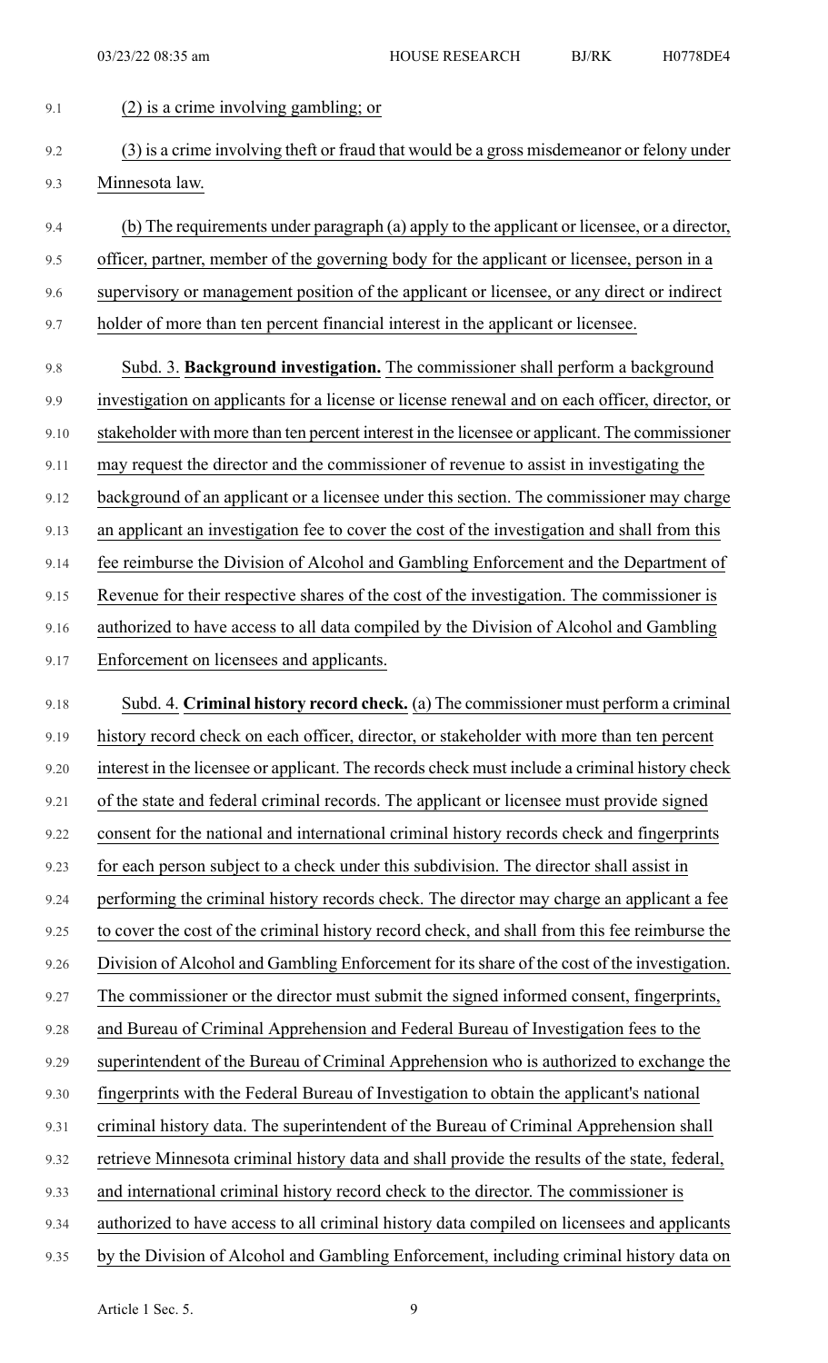(2) is a crime involving gambling; or

(3) is a crime involving theft or fraud that would be a gross misdemeanor or felony under Minnesota law.

(b) The requirements under paragraph (a) apply to the applicant or licensee, or a director, officer, partner, member of the governing body for the applicant or licensee, person in a supervisory or management position of the applicant or licensee, or any direct or indirect holder of more than ten percent financial interest in the applicant or licensee.

Subd. 3. **Background investigation.** The commissioner shall perform a background investigation on applicants for a license or license renewal and on each officer, director, or stakeholder with more than ten percent interest in the licensee or applicant. The commissioner may request the director and the commissioner of revenue to assist in investigating the background of an applicant or a licensee under this section. The commissioner may charge an applicant an investigation fee to cover the cost of the investigation and shall from this fee reimburse the Division of Alcohol and Gambling Enforcement and the Department of Revenue for their respective shares of the cost of the investigation. The commissioner is authorized to have access to all data compiled by the Division of Alcohol and Gambling Enforcement on licensees and applicants.

Subd. 4. **Criminal history record check.** (a) The commissioner must perform a criminal history record check on each officer, director, or stakeholder with more than ten percent interest in the licensee or applicant. The records check must include a criminal history check of the state and federal criminal records. The applicant or licensee must provide signed consent for the national and international criminal history records check and fingerprints for each person subject to a check under this subdivision. The director shall assist in performing the criminal history records check. The director may charge an applicant a fee to cover the cost of the criminal history record check, and shall from this fee reimburse the Division of Alcohol and Gambling Enforcement for its share of the cost of the investigation. The commissioner or the director must submit the signed informed consent, fingerprints, and Bureau of Criminal Apprehension and Federal Bureau of Investigation fees to the superintendent of the Bureau of Criminal Apprehension who is authorized to exchange the fingerprints with the Federal Bureau of Investigation to obtain the applicant's national criminal history data. The superintendent of the Bureau of Criminal Apprehension shall retrieve Minnesota criminal history data and shall provide the results of the state, federal, and international criminal history record check to the director. The commissioner is authorized to have access to all criminal history data compiled on licensees and applicants by the Division of Alcohol and Gambling Enforcement, including criminal history data on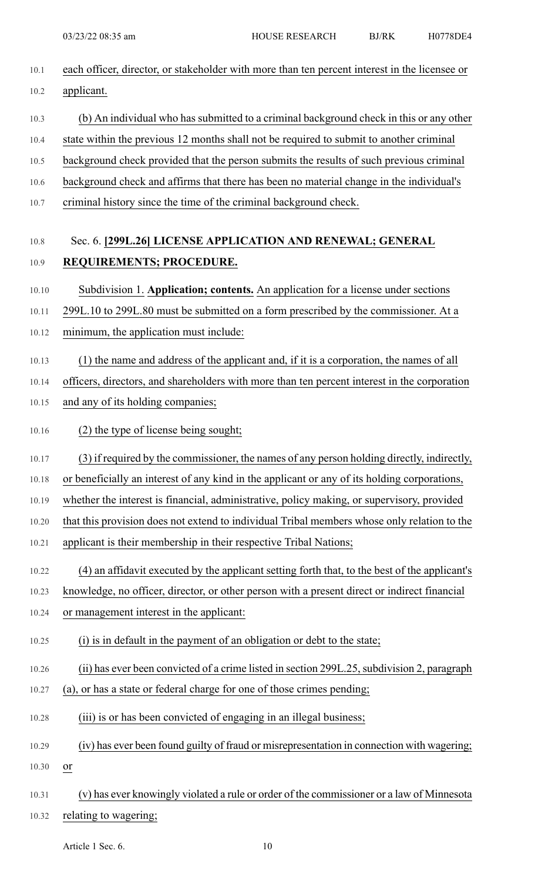each officer, director, or stakeholder with more than ten percent interest in the licensee or applicant.

(b) An individual who has submitted to a criminal background check in this or any other state within the previous 12 months shall not be required to submit to another criminal background check provided that the person submits the results of such previous criminal background check and affirms that there has been no material change in the individual's criminal history since the time of the criminal background check.

Sec. 6. **[299L.26] LICENSE APPLICATION AND RENEWAL; GENERAL REQUIREMENTS; PROCEDURE.**

Subdivision 1. **Application; contents.** An application for a license under sections 299L.10 to 299L.80 must be submitted on a form prescribed by the commissioner. At a minimum, the application must include:

(1) the name and address of the applicant and, if it is a corporation, the names of all officers, directors, and shareholders with more than ten percent interest in the corporation and any of its holding companies;

(2) the type of license being sought;

(3) if required by the commissioner, the names of any person holding directly, indirectly, or beneficially an interest of any kind in the applicant or any of its holding corporations, whether the interest is financial, administrative, policy making, or supervisory, provided that this provision does not extend to individual Tribal members whose only relation to the applicant is their membership in their respective Tribal Nations;

(4) an affidavit executed by the applicant setting forth that, to the best of the applicant's knowledge, no officer, director, or other person with a present direct or indirect financial or management interest in the applicant:

(i) is in default in the payment of an obligation or debt to the state;

(ii) has ever been convicted of a crime listed in section 299L.25, subdivision 2, paragraph (a), or has a state or federal charge for one of those crimes pending;

(iii) is or has been convicted of engaging in an illegal business;

(iv) has ever been found guilty of fraud or misrepresentation in connection with wagering; or

(v) has ever knowingly violated a rule or order of the commissioner or a law of Minnesota relating to wagering;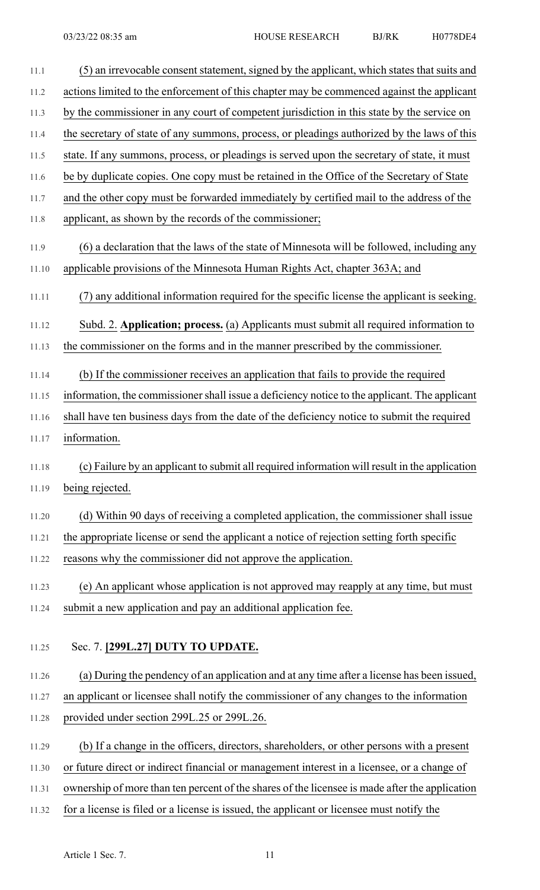(5) an irrevocable consent statement, signed by the applicant, which states that suits and actions limited to the enforcement of this chapter may be commenced against the applicant by the commissioner in any court of competent jurisdiction in this state by the service on the secretary of state of any summons, process, or pleadings authorized by the laws of this state. If any summons, process, or pleadings is served upon the secretary of state, it must be by duplicate copies. One copy must be retained in the Office of the Secretary of State and the other copy must be forwarded immediately by certified mail to the address of the applicant, as shown by the records of the commissioner;

(6) a declaration that the laws of the state of Minnesota will be followed, including any applicable provisions of the Minnesota Human Rights Act, chapter 363A; and

(7) any additional information required for the specific license the applicant is seeking.

Subd. 2. **Application; process.** (a) Applicants must submit all required information to the commissioner on the forms and in the manner prescribed by the commissioner.

(b) If the commissioner receives an application that fails to provide the required information, the commissioner shall issue a deficiency notice to the applicant. The applicant shall have ten business days from the date of the deficiency notice to submit the required information.

(c) Failure by an applicant to submit all required information will result in the application being rejected.

(d) Within 90 days of receiving a completed application, the commissioner shall issue the appropriate license or send the applicant a notice of rejection setting forth specific reasons why the commissioner did not approve the application.

(e) An applicant whose application is not approved may reapply at any time, but must submit a new application and pay an additional application fee.

Sec. 7. **[299L.27] DUTY TO UPDATE.**

(a) During the pendency of an application and at any time after a license has been issued, an applicant or licensee shall notify the commissioner of any changes to the information provided under section 299L.25 or 299L.26.

(b) If a change in the officers, directors, shareholders, or other persons with a present or future direct or indirect financial or management interest in a licensee, or a change of ownership of more than ten percent of the shares of the licensee is made after the application for a license is filed or a license is issued, the applicant or licensee must notify the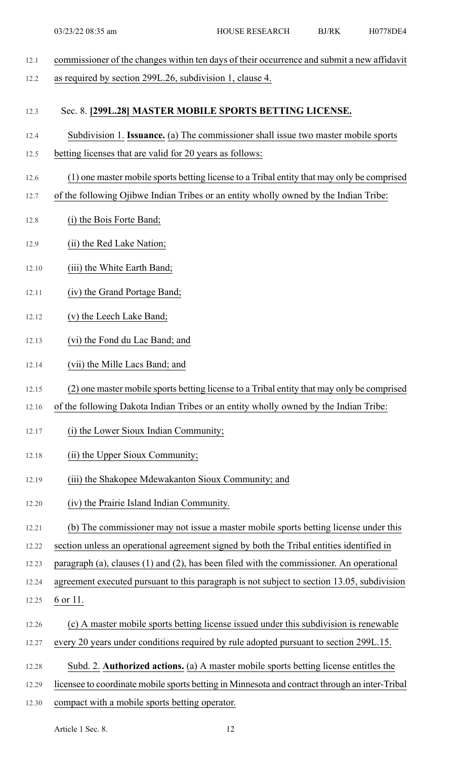commissioner of the changes within ten days of their occurrence and submit a new affidavit as required by section 299L.26, subdivision 1, clause 4.

Sec. 8. **[299L.28] MASTER MOBILE SPORTS BETTING LICENSE.**

Subdivision 1. **Issuance.** (a) The commissioner shall issue two master mobile sports betting licenses that are valid for 20 years as follows:

(1) one master mobile sports betting license to a Tribal entity that may only be comprised of the following Ojibwe Indian Tribes or an entity wholly owned by the Indian Tribe:

(i) the Bois Forte Band;

(ii) the Red Lake Nation;

(iii) the White Earth Band;

(iv) the Grand Portage Band;

(v) the Leech Lake Band;

(vi) the Fond du Lac Band; and

(vii) the Mille Lacs Band; and

(2) one master mobile sports betting license to a Tribal entity that may only be comprised of the following Dakota Indian Tribes or an entity wholly owned by the Indian Tribe:

(i) the Lower Sioux Indian Community;

(ii) the Upper Sioux Community;

(iii) the Shakopee Mdewakanton Sioux Community; and

(iv) the Prairie Island Indian Community.

(b) The commissioner may not issue a master mobile sports betting license under this section unless an operational agreement signed by both the Tribal entities identified in paragraph (a), clauses (1) and (2), has been filed with the commissioner. An operational agreement executed pursuant to this paragraph is not subject to section 13.05, subdivision 6 or 11.

(c) A master mobile sports betting license issued under this subdivision is renewable every 20 years under conditions required by rule adopted pursuant to section 299L.15.

Subd. 2. **Authorized actions.** (a) A master mobile sports betting license entitles the licensee to coordinate mobile sports betting in Minnesota and contract through an inter-Tribal compact with a mobile sports betting operator.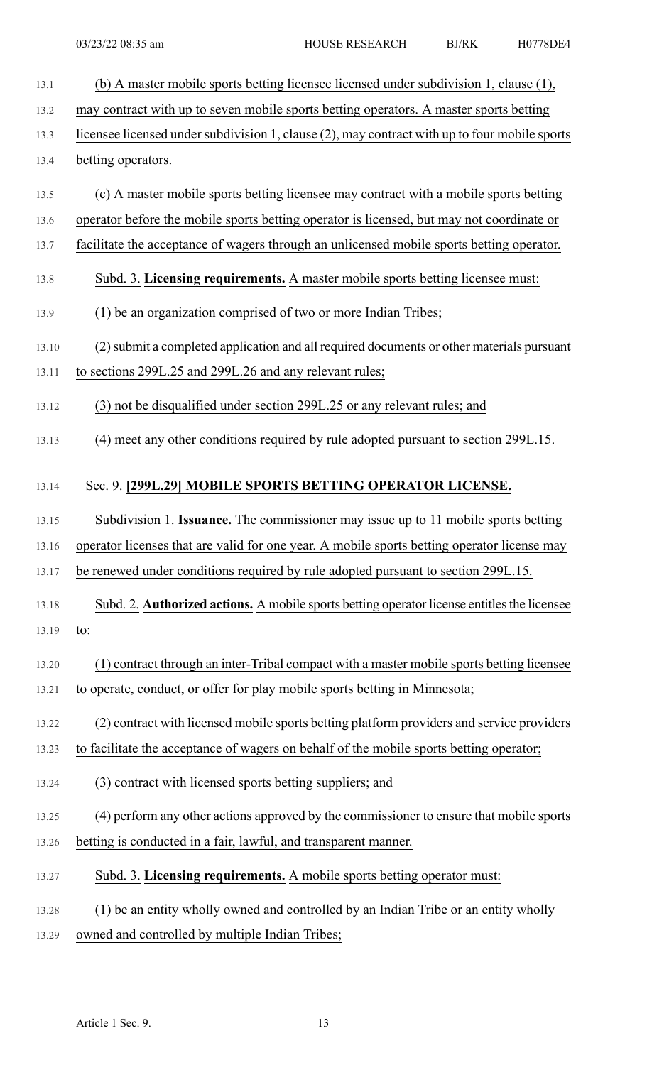(b) A master mobile sports betting licensee licensed under subdivision 1, clause (1), may contract with up to seven mobile sports betting operators. A master sports betting licensee licensed under subdivision 1, clause (2), may contract with up to four mobile sports betting operators.

(c) A master mobile sports betting licensee may contract with a mobile sports betting operator before the mobile sports betting operator is licensed, but may not coordinate or facilitate the acceptance of wagers through an unlicensed mobile sports betting operator.

Subd. 3. **Licensing requirements.** A master mobile sports betting licensee must:

(1) be an organization comprised of two or more Indian Tribes;

(2) submit a completed application and all required documents or other materials pursuant to sections 299L.25 and 299L.26 and any relevant rules;

(3) not be disqualified under section 299L.25 or any relevant rules; and

(4) meet any other conditions required by rule adopted pursuant to section 299L.15.

Sec. 9. **[299L.29] MOBILE SPORTS BETTING OPERATOR LICENSE.**

Subdivision 1. **Issuance.** The commissioner may issue up to 11 mobile sports betting operator licenses that are valid for one year. A mobile sports betting operator license may be renewed under conditions required by rule adopted pursuant to section 299L.15.

Subd. 2. **Authorized actions.** A mobile sports betting operator license entitles the licensee to:

(1) contract through an inter-Tribal compact with a master mobile sports betting licensee to operate, conduct, or offer for play mobile sports betting in Minnesota;

(2) contract with licensed mobile sports betting platform providers and service providers to facilitate the acceptance of wagers on behalf of the mobile sports betting operator;

(3) contract with licensed sports betting suppliers; and

(4) perform any other actions approved by the commissioner to ensure that mobile sports betting is conducted in a fair, lawful, and transparent manner.

Subd. 3. **Licensing requirements.** A mobile sports betting operator must:

(1) be an entity wholly owned and controlled by an Indian Tribe or an entity wholly owned and controlled by multiple Indian Tribes;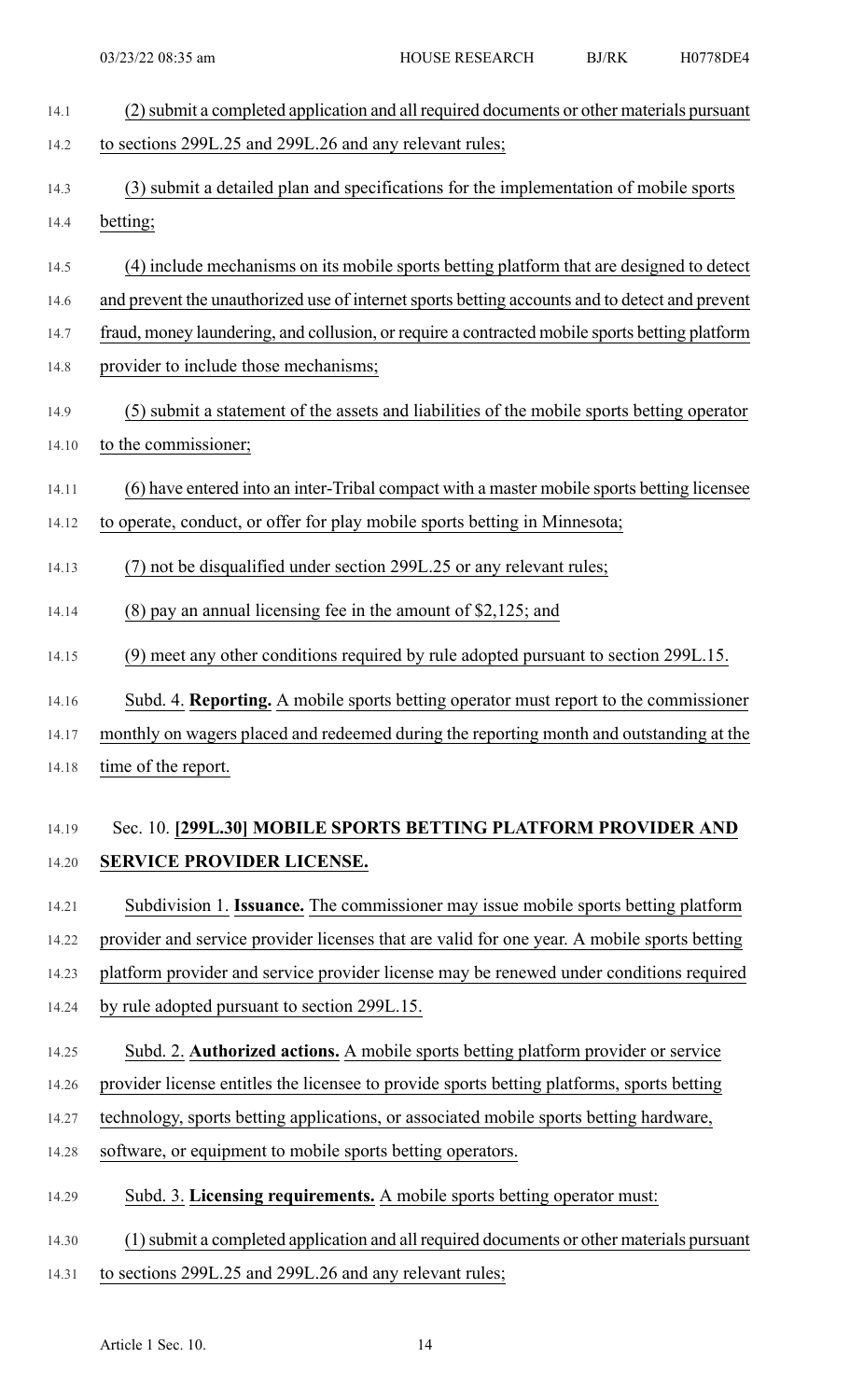(2) submit a completed application and all required documents or other materials pursuant to sections 299L.25 and 299L.26 and any relevant rules;

(3) submit a detailed plan and specifications for the implementation of mobile sports betting;

(4) include mechanisms on its mobile sports betting platform that are designed to detect and prevent the unauthorized use of internet sports betting accounts and to detect and prevent fraud, money laundering, and collusion, or require a contracted mobile sports betting platform provider to include those mechanisms;

(5) submit a statement of the assets and liabilities of the mobile sports betting operator to the commissioner;

(6) have entered into an inter-Tribal compact with a master mobile sports betting licensee to operate, conduct, or offer for play mobile sports betting in Minnesota;

(7) not be disqualified under section 299L.25 or any relevant rules;

(8) pay an annual licensing fee in the amount of $2,125; and

(9) meet any other conditions required by rule adopted pursuant to section 299L.15.

Subd. 4. **Reporting.** A mobile sports betting operator must report to the commissioner monthly on wagers placed and redeemed during the reporting month and outstanding at the time of the report.

Sec. 10. **[299L.30] MOBILE SPORTS BETTING PLATFORM PROVIDER AND SERVICE PROVIDER LICENSE.**

Subdivision 1. **Issuance.** The commissioner may issue mobile sports betting platform provider and service provider licenses that are valid for one year. A mobile sports betting platform provider and service provider license may be renewed under conditions required by rule adopted pursuant to section 299L.15.

Subd. 2. **Authorized actions.** A mobile sports betting platform provider or service provider license entitles the licensee to provide sports betting platforms, sports betting technology, sports betting applications, or associated mobile sports betting hardware, software, or equipment to mobile sports betting operators.

Subd. 3. **Licensing requirements.** A mobile sports betting operator must:

(1) submit a completed application and all required documents or other materials pursuant to sections 299L.25 and 299L.26 and any relevant rules;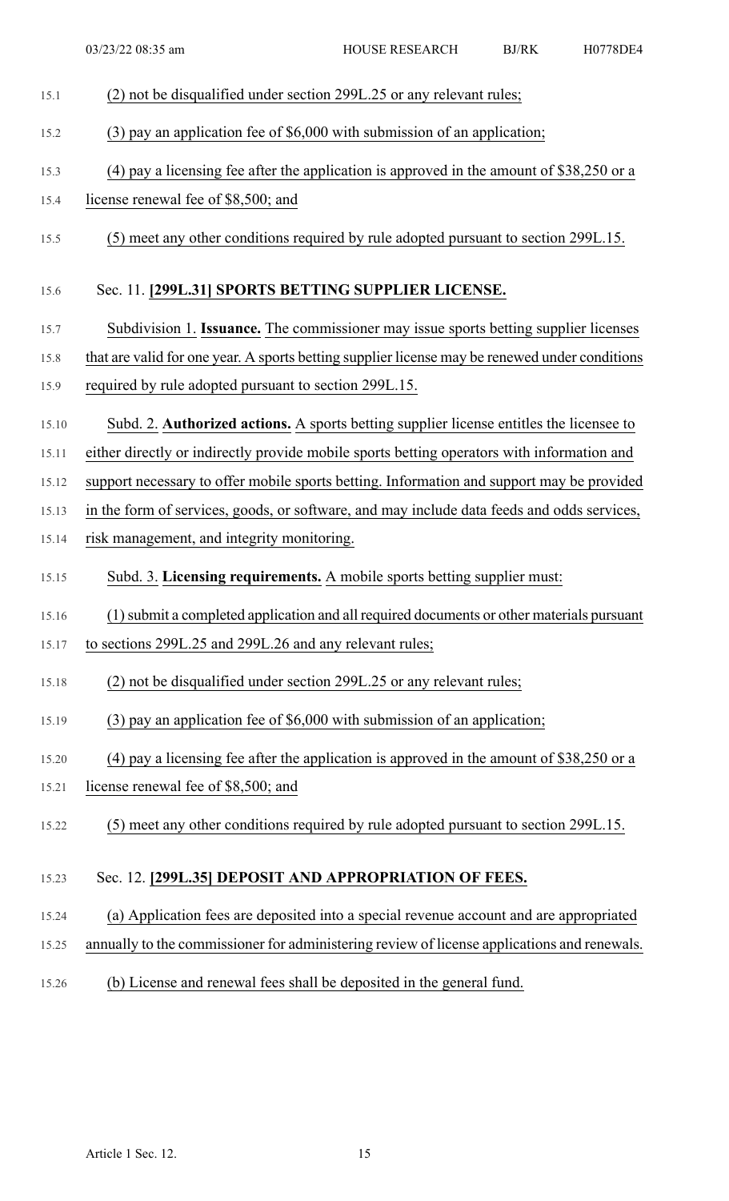(2) not be disqualified under section 299L.25 or any relevant rules;

(3) pay an application fee of $6,000 with submission of an application;

(4) pay a licensing fee after the application is approved in the amount of $38,250 or a license renewal fee of $8,500; and

(5) meet any other conditions required by rule adopted pursuant to section 299L.15.

Sec. 11. **[299L.31] SPORTS BETTING SUPPLIER LICENSE.**

Subdivision 1. **Issuance.** The commissioner may issue sports betting supplier licenses that are valid for one year. A sports betting supplier license may be renewed under conditions required by rule adopted pursuant to section 299L.15.

Subd. 2. **Authorized actions.** A sports betting supplier license entitles the licensee to either directly or indirectly provide mobile sports betting operators with information and support necessary to offer mobile sports betting. Information and support may be provided in the form of services, goods, or software, and may include data feeds and odds services, risk management, and integrity monitoring.

Subd. 3. **Licensing requirements.** A mobile sports betting supplier must:

(1) submit a completed application and all required documents or other materials pursuant to sections 299L.25 and 299L.26 and any relevant rules;

(2) not be disqualified under section 299L.25 or any relevant rules;

(3) pay an application fee of $6,000 with submission of an application;

(4) pay a licensing fee after the application is approved in the amount of $38,250 or a license renewal fee of $8,500; and

(5) meet any other conditions required by rule adopted pursuant to section 299L.15.

Sec. 12. **[299L.35] DEPOSIT AND APPROPRIATION OF FEES.**

(a) Application fees are deposited into a special revenue account and are appropriated annually to the commissioner for administering review of license applications and renewals.

(b) License and renewal fees shall be deposited in the general fund.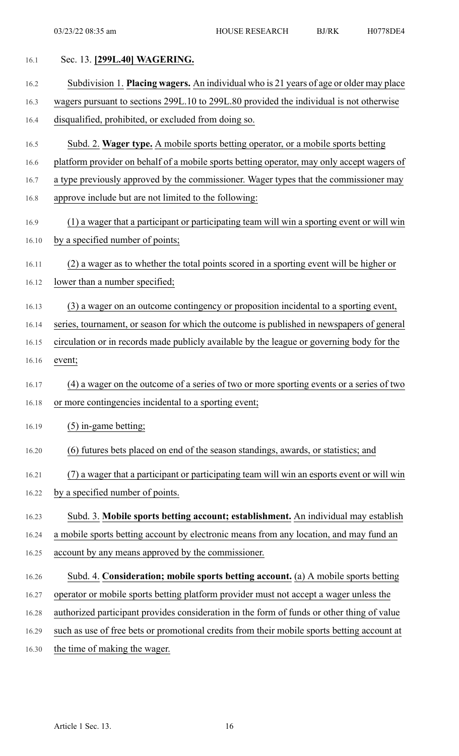Sec. 13. **[299L.40] WAGERING.**

Subdivision 1. **Placing wagers.** An individual who is 21 years of age or older may place wagers pursuant to sections 299L.10 to 299L.80 provided the individual is not otherwise disqualified, prohibited, or excluded from doing so.

Subd. 2. **Wager type.** A mobile sports betting operator, or a mobile sports betting platform provider on behalf of a mobile sports betting operator, may only accept wagers of a type previously approved by the commissioner. Wager types that the commissioner may approve include but are not limited to the following:

(1) a wager that a participant or participating team will win a sporting event or will win by a specified number of points;

(2) a wager as to whether the total points scored in a sporting event will be higher or lower than a number specified;

(3) a wager on an outcome contingency or proposition incidental to a sporting event, series, tournament, or season for which the outcome is published in newspapers of general circulation or in records made publicly available by the league or governing body for the event;

(4) a wager on the outcome of a series of two or more sporting events or a series of two or more contingencies incidental to a sporting event;

(5) in-game betting;

(6) futures bets placed on end of the season standings, awards, or statistics; and

(7) a wager that a participant or participating team will win an esports event or will win by a specified number of points.

Subd. 3. **Mobile sports betting account; establishment.** An individual may establish a mobile sports betting account by electronic means from any location, and may fund an account by any means approved by the commissioner.

Subd. 4. **Consideration; mobile sports betting account.** (a) A mobile sports betting operator or mobile sports betting platform provider must not accept a wager unless the authorized participant provides consideration in the form of funds or other thing of value such as use of free bets or promotional credits from their mobile sports betting account at the time of making the wager.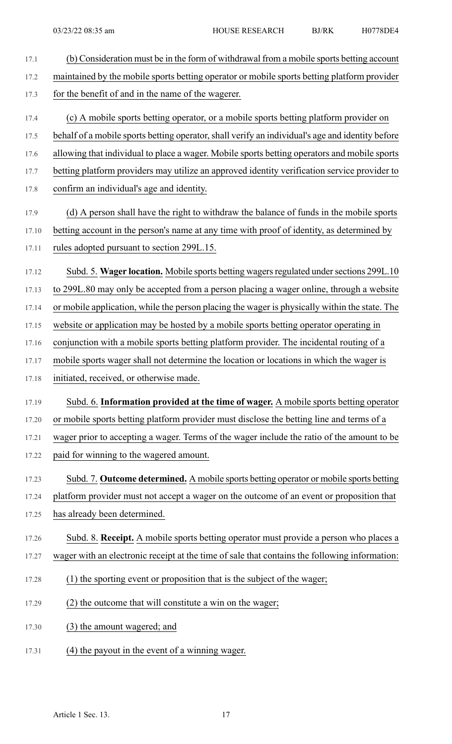(b) Consideration must be in the form of withdrawal from a mobile sports betting account maintained by the mobile sports betting operator or mobile sports betting platform provider for the benefit of and in the name of the wagerer.

(c) A mobile sports betting operator, or a mobile sports betting platform provider on behalf of a mobile sports betting operator, shall verify an individual's age and identity before allowing that individual to place a wager. Mobile sports betting operators and mobile sports betting platform providers may utilize an approved identity verification service provider to confirm an individual's age and identity.

(d) A person shall have the right to withdraw the balance of funds in the mobile sports betting account in the person's name at any time with proof of identity, as determined by rules adopted pursuant to section 299L.15.

Subd. 5. **Wager location.** Mobile sports betting wagers regulated under sections 299L.10 to 299L.80 may only be accepted from a person placing a wager online, through a website or mobile application, while the person placing the wager is physically within the state. The website or application may be hosted by a mobile sports betting operator operating in conjunction with a mobile sports betting platform provider. The incidental routing of a mobile sports wager shall not determine the location or locations in which the wager is initiated, received, or otherwise made.

Subd. 6. **Information provided at the time of wager.** A mobile sports betting operator or mobile sports betting platform provider must disclose the betting line and terms of a wager prior to accepting a wager. Terms of the wager include the ratio of the amount to be paid for winning to the wagered amount.

Subd. 7. **Outcome determined.** A mobile sports betting operator or mobile sports betting platform provider must not accept a wager on the outcome of an event or proposition that has already been determined.

Subd. 8. **Receipt.** A mobile sports betting operator must provide a person who places a wager with an electronic receipt at the time of sale that contains the following information:

(1) the sporting event or proposition that is the subject of the wager;

(2) the outcome that will constitute a win on the wager;

(3) the amount wagered; and

(4) the payout in the event of a winning wager.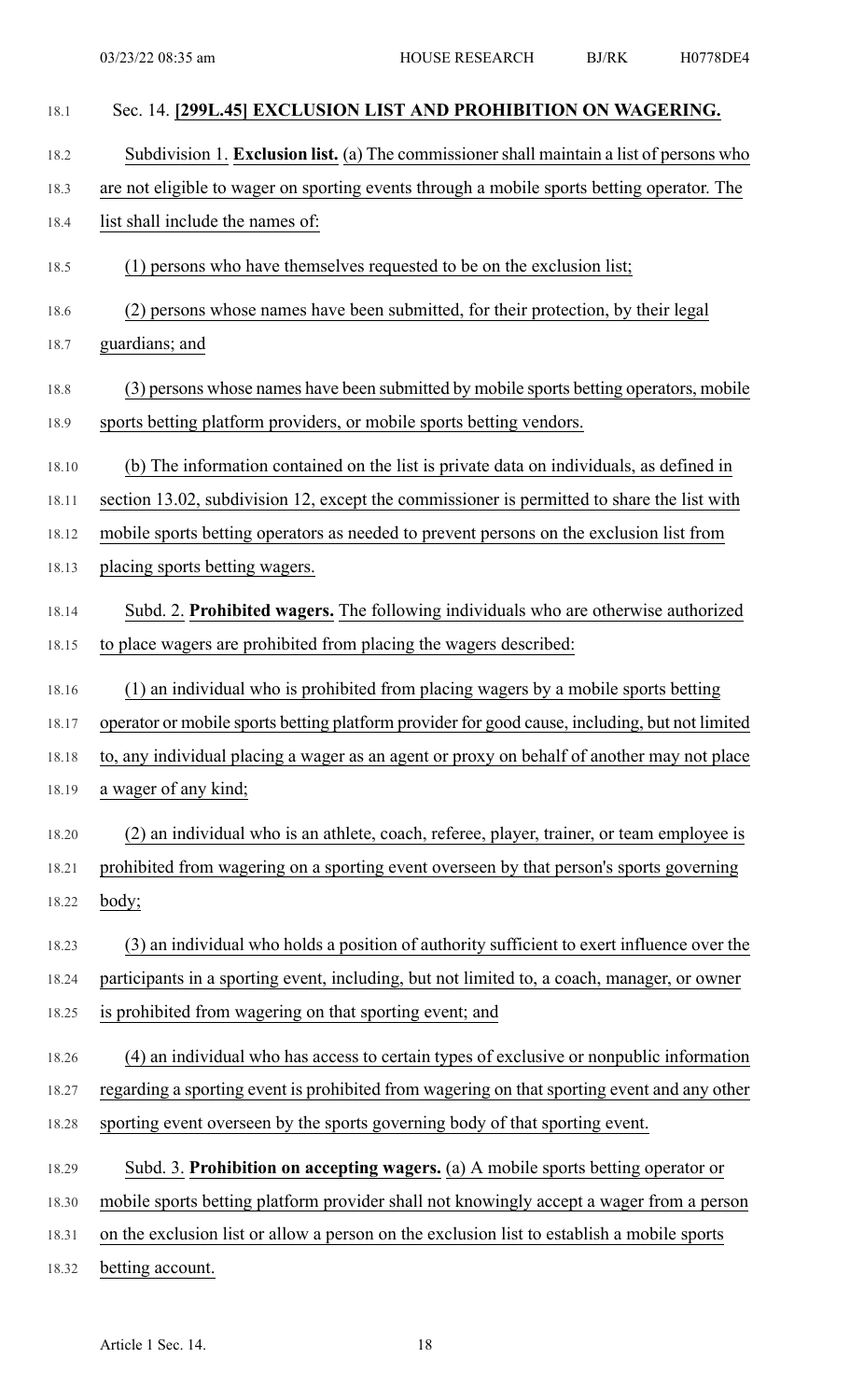Sec. 14. **[299L.45] EXCLUSION LIST AND PROHIBITION ON WAGERING.**

Subdivision 1. **Exclusion list.** (a) The commissioner shall maintain a list of persons who are not eligible to wager on sporting events through a mobile sports betting operator. The list shall include the names of:

(1) persons who have themselves requested to be on the exclusion list;

(2) persons whose names have been submitted, for their protection, by their legal guardians; and

(3) persons whose names have been submitted by mobile sports betting operators, mobile sports betting platform providers, or mobile sports betting vendors.

(b) The information contained on the list is private data on individuals, as defined in section 13.02, subdivision 12, except the commissioner is permitted to share the list with mobile sports betting operators as needed to prevent persons on the exclusion list from placing sports betting wagers.

Subd. 2. **Prohibited wagers.** The following individuals who are otherwise authorized to place wagers are prohibited from placing the wagers described:

(1) an individual who is prohibited from placing wagers by a mobile sports betting operator or mobile sports betting platform provider for good cause, including, but not limited to, any individual placing a wager as an agent or proxy on behalf of another may not place a wager of any kind;

(2) an individual who is an athlete, coach, referee, player, trainer, or team employee is prohibited from wagering on a sporting event overseen by that person's sports governing body;

(3) an individual who holds a position of authority sufficient to exert influence over the participants in a sporting event, including, but not limited to, a coach, manager, or owner is prohibited from wagering on that sporting event; and

(4) an individual who has access to certain types of exclusive or nonpublic information regarding a sporting event is prohibited from wagering on that sporting event and any other sporting event overseen by the sports governing body of that sporting event.

Subd. 3. **Prohibition on accepting wagers.** (a) A mobile sports betting operator or mobile sports betting platform provider shall not knowingly accept a wager from a person on the exclusion list or allow a person on the exclusion list to establish a mobile sports betting account.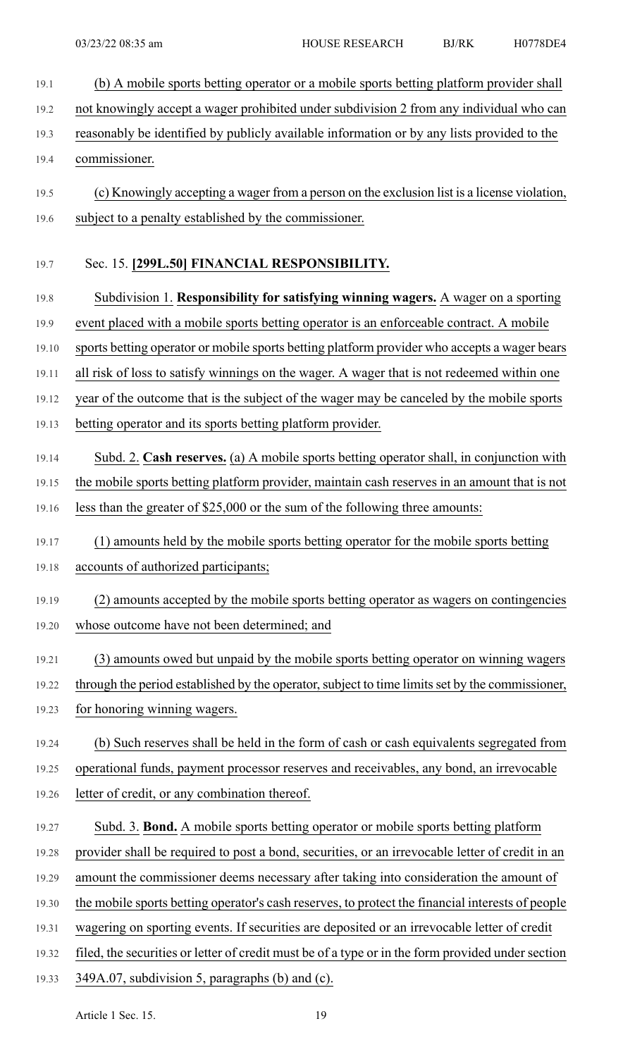(b) A mobile sports betting operator or a mobile sports betting platform provider shall not knowingly accept a wager prohibited under subdivision 2 from any individual who can reasonably be identified by publicly available information or by any lists provided to the commissioner.

(c) Knowingly accepting a wager from a person on the exclusion list is a license violation, subject to a penalty established by the commissioner.

Sec. 15. **[299L.50] FINANCIAL RESPONSIBILITY.**

Subdivision 1. **Responsibility for satisfying winning wagers.** A wager on a sporting event placed with a mobile sports betting operator is an enforceable contract. A mobile sports betting operator or mobile sports betting platform provider who accepts a wager bears all risk of loss to satisfy winnings on the wager. A wager that is not redeemed within one year of the outcome that is the subject of the wager may be canceled by the mobile sports betting operator and its sports betting platform provider.

Subd. 2. **Cash reserves.** (a) A mobile sports betting operator shall, in conjunction with the mobile sports betting platform provider, maintain cash reserves in an amount that is not less than the greater of $25,000 or the sum of the following three amounts:

(1) amounts held by the mobile sports betting operator for the mobile sports betting accounts of authorized participants;

(2) amounts accepted by the mobile sports betting operator as wagers on contingencies whose outcome have not been determined; and

(3) amounts owed but unpaid by the mobile sports betting operator on winning wagers through the period established by the operator, subject to time limits set by the commissioner, for honoring winning wagers.

(b) Such reserves shall be held in the form of cash or cash equivalents segregated from operational funds, payment processor reserves and receivables, any bond, an irrevocable letter of credit, or any combination thereof.

Subd. 3. **Bond.** A mobile sports betting operator or mobile sports betting platform provider shall be required to post a bond, securities, or an irrevocable letter of credit in an amount the commissioner deems necessary after taking into consideration the amount of the mobile sports betting operator's cash reserves, to protect the financial interests of people wagering on sporting events. If securities are deposited or an irrevocable letter of credit filed, the securities or letter of credit must be of a type or in the form provided under section 349A.07, subdivision 5, paragraphs (b) and (c).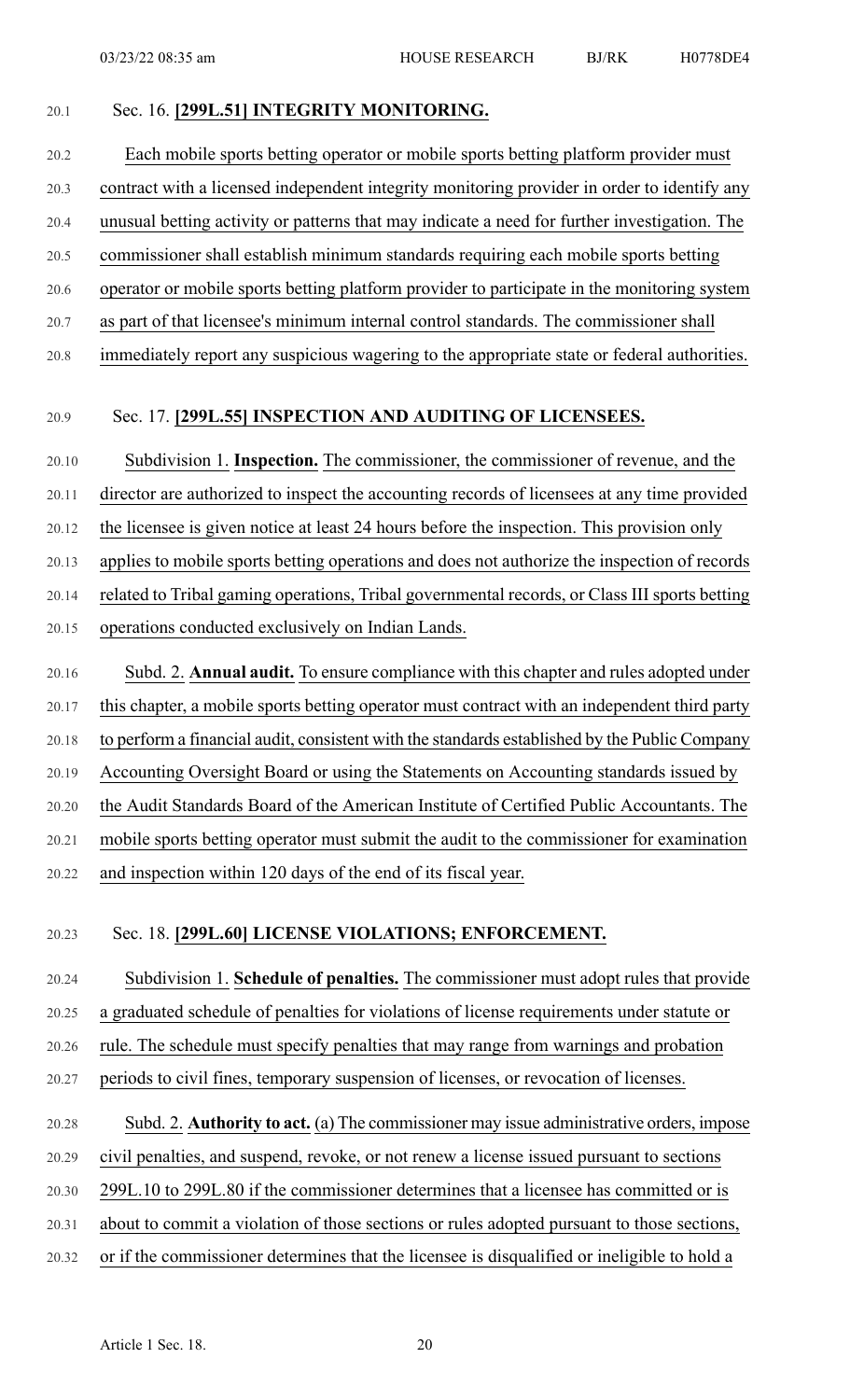Sec. 16. **[299L.51] INTEGRITY MONITORING.**

Each mobile sports betting operator or mobile sports betting platform provider must contract with a licensed independent integrity monitoring provider in order to identify any unusual betting activity or patterns that may indicate a need for further investigation. The commissioner shall establish minimum standards requiring each mobile sports betting operator or mobile sports betting platform provider to participate in the monitoring system as part of that licensee's minimum internal control standards. The commissioner shall immediately report any suspicious wagering to the appropriate state or federal authorities.

Sec. 17. **[299L.55] INSPECTION AND AUDITING OF LICENSEES.**

Subdivision 1. **Inspection.** The commissioner, the commissioner of revenue, and the director are authorized to inspect the accounting records of licensees at any time provided the licensee is given notice at least 24 hours before the inspection. This provision only applies to mobile sports betting operations and does not authorize the inspection of records related to Tribal gaming operations, Tribal governmental records, or Class III sports betting operations conducted exclusively on Indian Lands.

Subd. 2. **Annual audit.** To ensure compliance with this chapter and rules adopted under this chapter, a mobile sports betting operator must contract with an independent third party to perform a financial audit, consistent with the standards established by the Public Company Accounting Oversight Board or using the Statements on Accounting standards issued by the Audit Standards Board of the American Institute of Certified Public Accountants. The mobile sports betting operator must submit the audit to the commissioner for examination and inspection within 120 days of the end of its fiscal year.

Sec. 18. **[299L.60] LICENSE VIOLATIONS; ENFORCEMENT.**

Subdivision 1. **Schedule of penalties.** The commissioner must adopt rules that provide a graduated schedule of penalties for violations of license requirements under statute or rule. The schedule must specify penalties that may range from warnings and probation periods to civil fines, temporary suspension of licenses, or revocation of licenses.

Subd. 2. **Authority to act.** (a) The commissioner may issue administrative orders, impose civil penalties, and suspend, revoke, or not renew a license issued pursuant to sections 299L.10 to 299L.80 if the commissioner determines that a licensee has committed or is about to commit a violation of those sections or rules adopted pursuant to those sections, or if the commissioner determines that the licensee is disqualified or ineligible to hold a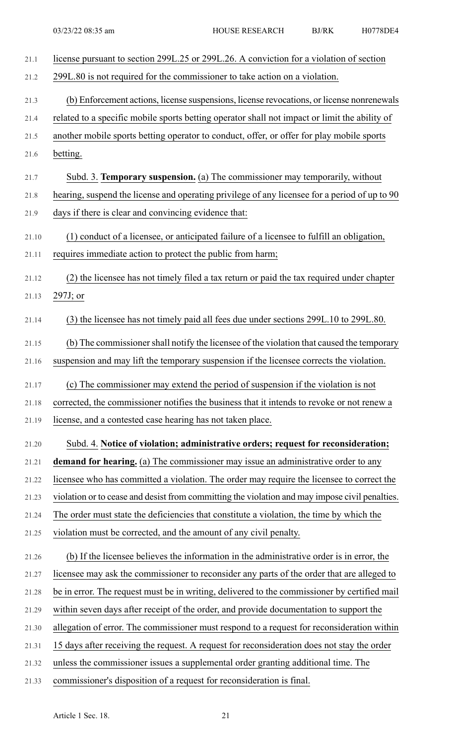license pursuant to section 299L.25 or 299L.26. A conviction for a violation of section 299L.80 is not required for the commissioner to take action on a violation.

(b) Enforcement actions, license suspensions, license revocations, or license nonrenewals related to a specific mobile sports betting operator shall not impact or limit the ability of another mobile sports betting operator to conduct, offer, or offer for play mobile sports betting.

Subd. 3. **Temporary suspension.** (a) The commissioner may temporarily, without hearing, suspend the license and operating privilege of any licensee for a period of up to 90 days if there is clear and convincing evidence that:

(1) conduct of a licensee, or anticipated failure of a licensee to fulfill an obligation, requires immediate action to protect the public from harm;

(2) the licensee has not timely filed a tax return or paid the tax required under chapter 297J; or

(3) the licensee has not timely paid all fees due under sections 299L.10 to 299L.80.

(b) The commissioner shall notify the licensee of the violation that caused the temporary suspension and may lift the temporary suspension if the licensee corrects the violation.

(c) The commissioner may extend the period of suspension if the violation is not corrected, the commissioner notifies the business that it intends to revoke or not renew a license, and a contested case hearing has not taken place.

Subd. 4. **Notice of violation; administrative orders; request for reconsideration; demand for hearing.** (a) The commissioner may issue an administrative order to any licensee who has committed a violation. The order may require the licensee to correct the violation or to cease and desist from committing the violation and may impose civil penalties. The order must state the deficiencies that constitute a violation, the time by which the violation must be corrected, and the amount of any civil penalty.

(b) If the licensee believes the information in the administrative order is in error, the licensee may ask the commissioner to reconsider any parts of the order that are alleged to be in error. The request must be in writing, delivered to the commissioner by certified mail within seven days after receipt of the order, and provide documentation to support the allegation of error. The commissioner must respond to a request for reconsideration within 15 days after receiving the request. A request for reconsideration does not stay the order unless the commissioner issues a supplemental order granting additional time. The commissioner's disposition of a request for reconsideration is final.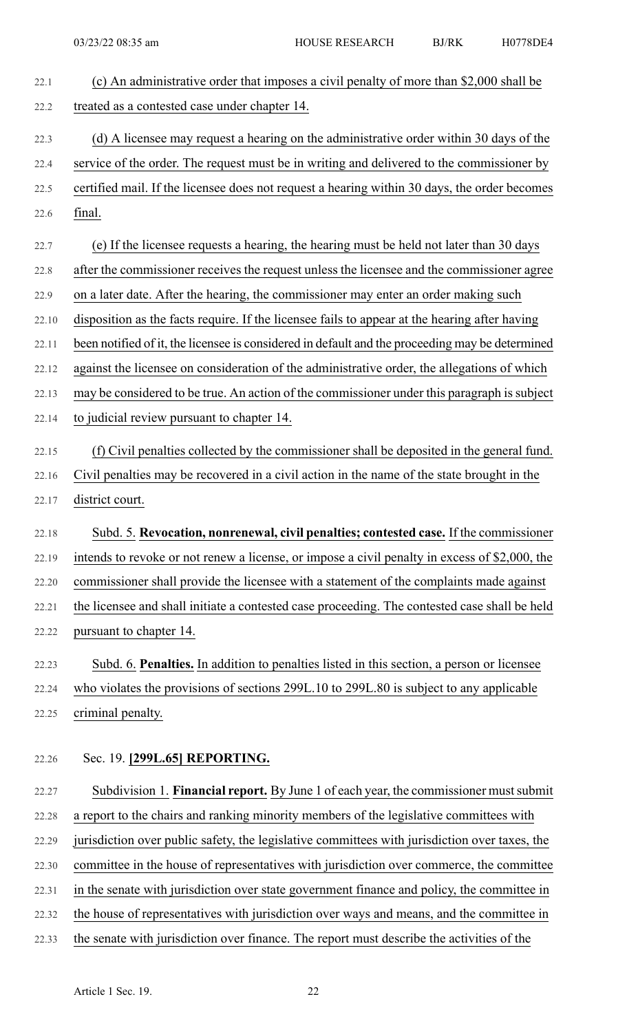(c) An administrative order that imposes a civil penalty of more than $2,000 shall be treated as a contested case under chapter 14.

(d) A licensee may request a hearing on the administrative order within 30 days of the service of the order. The request must be in writing and delivered to the commissioner by certified mail. If the licensee does not request a hearing within 30 days, the order becomes final.

(e) If the licensee requests a hearing, the hearing must be held not later than 30 days after the commissioner receives the request unless the licensee and the commissioner agree on a later date. After the hearing, the commissioner may enter an order making such disposition as the facts require. If the licensee fails to appear at the hearing after having been notified of it, the licensee is considered in default and the proceeding may be determined against the licensee on consideration of the administrative order, the allegations of which may be considered to be true. An action of the commissioner under this paragraph is subject to judicial review pursuant to chapter 14.

(f) Civil penalties collected by the commissioner shall be deposited in the general fund. Civil penalties may be recovered in a civil action in the name of the state brought in the district court.

Subd. 5. **Revocation, nonrenewal, civil penalties; contested case.** If the commissioner intends to revoke or not renew a license, or impose a civil penalty in excess of $2,000, the commissioner shall provide the licensee with a statement of the complaints made against the licensee and shall initiate a contested case proceeding. The contested case shall be held pursuant to chapter 14.

Subd. 6. **Penalties.** In addition to penalties listed in this section, a person or licensee who violates the provisions of sections 299L.10 to 299L.80 is subject to any applicable criminal penalty.

Sec. 19. **[299L.65] REPORTING.**

Subdivision 1. **Financial report.** By June 1 of each year, the commissioner must submit a report to the chairs and ranking minority members of the legislative committees with jurisdiction over public safety, the legislative committees with jurisdiction over taxes, the committee in the house of representatives with jurisdiction over commerce, the committee in the senate with jurisdiction over state government finance and policy, the committee in the house of representatives with jurisdiction over ways and means, and the committee in the senate with jurisdiction over finance. The report must describe the activities of the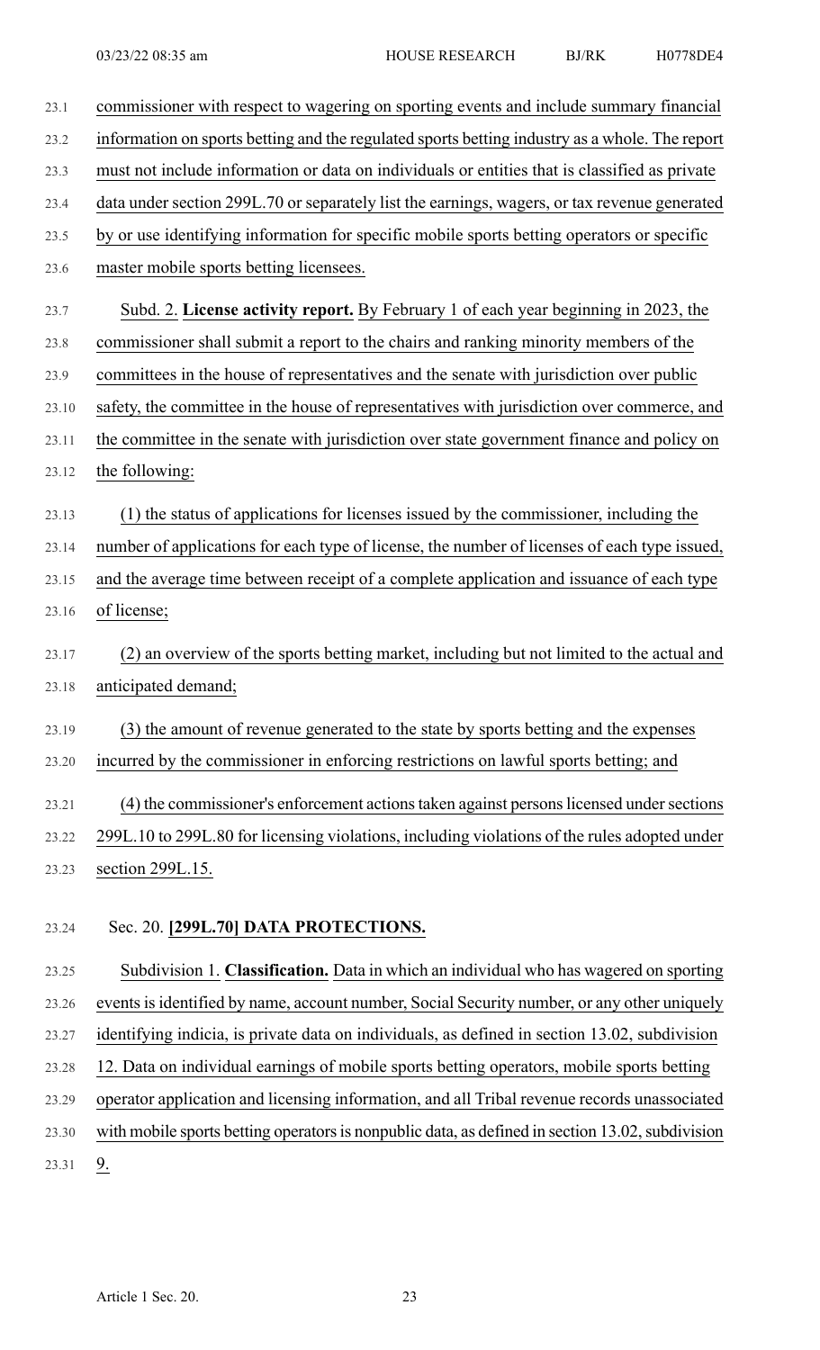commissioner with respect to wagering on sporting events and include summary financial information on sports betting and the regulated sports betting industry as a whole. The report must not include information or data on individuals or entities that is classified as private data under section 299L.70 or separately list the earnings, wagers, or tax revenue generated by or use identifying information for specific mobile sports betting operators or specific master mobile sports betting licensees.

Subd. 2. **License activity report.** By February 1 of each year beginning in 2023, the commissioner shall submit a report to the chairs and ranking minority members of the committees in the house of representatives and the senate with jurisdiction over public safety, the committee in the house of representatives with jurisdiction over commerce, and the committee in the senate with jurisdiction over state government finance and policy on the following:

(1) the status of applications for licenses issued by the commissioner, including the number of applications for each type of license, the number of licenses of each type issued, and the average time between receipt of a complete application and issuance of each type of license;

(2) an overview of the sports betting market, including but not limited to the actual and anticipated demand;

(3) the amount of revenue generated to the state by sports betting and the expenses incurred by the commissioner in enforcing restrictions on lawful sports betting; and

(4) the commissioner's enforcement actions taken against persons licensed under sections 299L.10 to 299L.80 for licensing violations, including violations of the rules adopted under section 299L.15.

Sec. 20. **[299L.70] DATA PROTECTIONS.**

Subdivision 1. **Classification.** Data in which an individual who has wagered on sporting events is identified by name, account number, Social Security number, or any other uniquely identifying indicia, is private data on individuals, as defined in section 13.02, subdivision 12. Data on individual earnings of mobile sports betting operators, mobile sports betting operator application and licensing information, and all Tribal revenue records unassociated with mobile sports betting operators is nonpublic data, as defined in section 13.02, subdivision 9.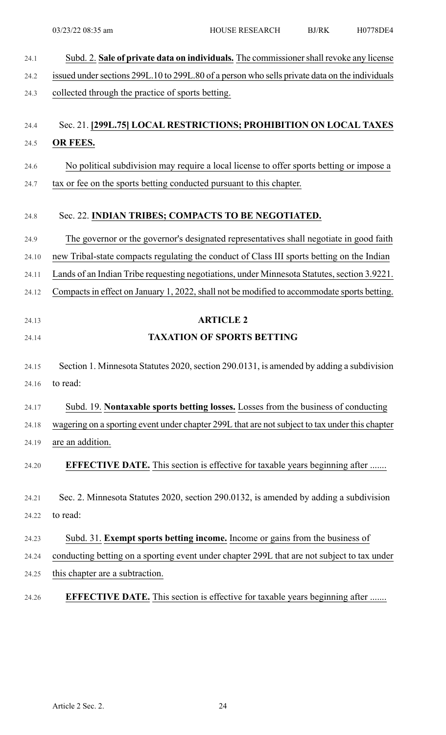Subd. 2. **Sale of private data on individuals.** The commissioner shall revoke any license issued under sections 299L.10 to 299L.80 of a person who sells private data on the individuals collected through the practice of sports betting.

Sec. 21. **[299L.75] LOCAL RESTRICTIONS; PROHIBITION ON LOCAL TAXES OR FEES.**

No political subdivision may require a local license to offer sports betting or impose a tax or fee on the sports betting conducted pursuant to this chapter.

Sec. 22. **INDIAN TRIBES; COMPACTS TO BE NEGOTIATED.**

The governor or the governor's designated representatives shall negotiate in good faith new Tribal-state compacts regulating the conduct of Class III sports betting on the Indian Lands of an Indian Tribe requesting negotiations, under Minnesota Statutes, section 3.9221. Compacts in effect on January 1, 2022, shall not be modified to accommodate sports betting.

## ARTICLE 2

## TAXATION OF SPORTS BETTING

Section 1. Minnesota Statutes 2020, section 290.0131, is amended by adding a subdivision to read:

Subd. 19. **Nontaxable sports betting losses.** Losses from the business of conducting wagering on a sporting event under chapter 299L that are not subject to tax under this chapter are an addition.

**EFFECTIVE DATE.** This section is effective for taxable years beginning after .......

Sec. 2. Minnesota Statutes 2020, section 290.0132, is amended by adding a subdivision to read:

Subd. 31. **Exempt sports betting income.** Income or gains from the business of conducting betting on a sporting event under chapter 299L that are not subject to tax under this chapter are a subtraction.

**EFFECTIVE DATE.** This section is effective for taxable years beginning after .......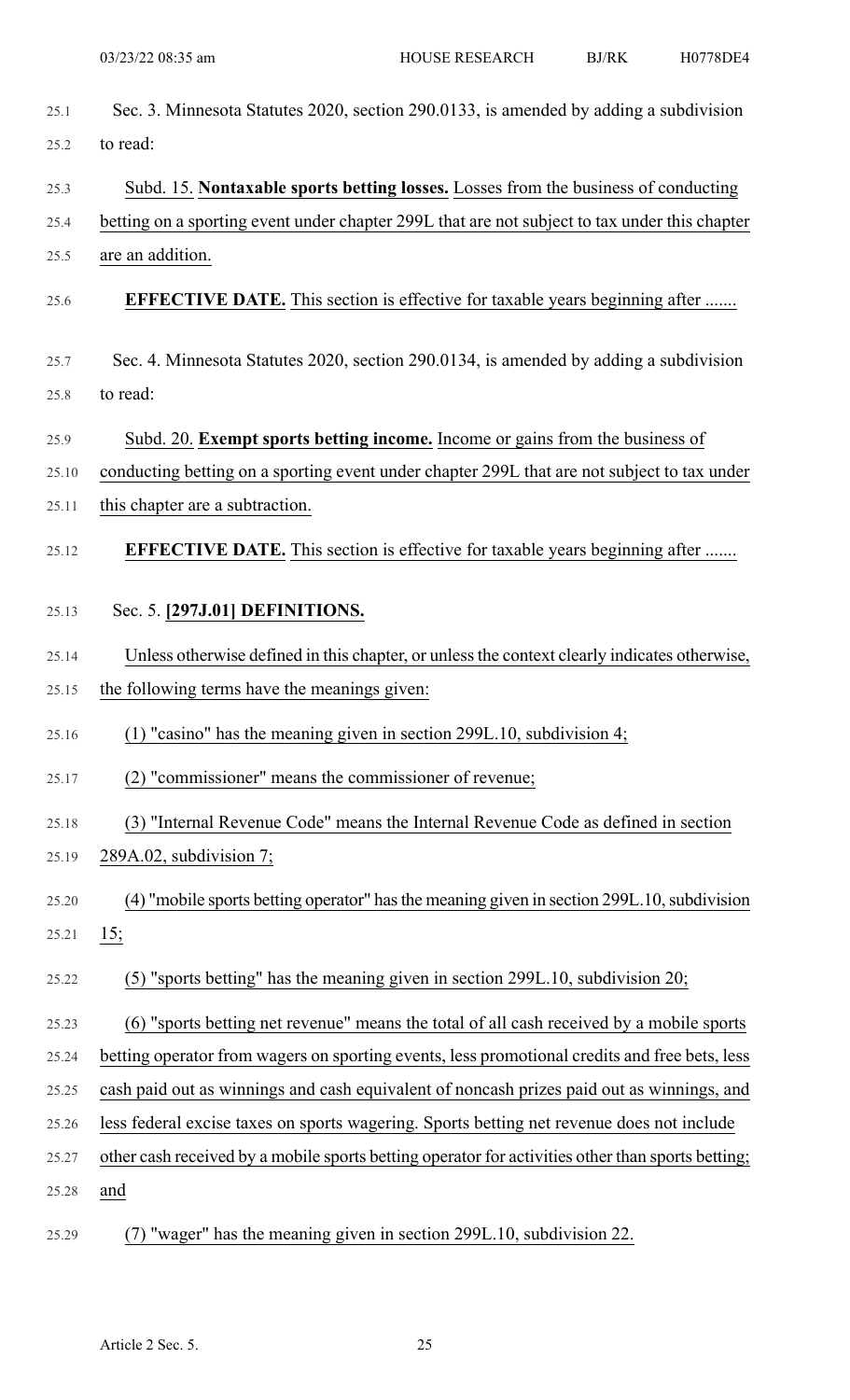Sec. 3. Minnesota Statutes 2020, section 290.0133, is amended by adding a subdivision to read:

Subd. 15. **Nontaxable sports betting losses.** Losses from the business of conducting betting on a sporting event under chapter 299L that are not subject to tax under this chapter are an addition.

**EFFECTIVE DATE.** This section is effective for taxable years beginning after .......

Sec. 4. Minnesota Statutes 2020, section 290.0134, is amended by adding a subdivision to read:

Subd. 20. **Exempt sports betting income.** Income or gains from the business of conducting betting on a sporting event under chapter 299L that are not subject to tax under this chapter are a subtraction.

**EFFECTIVE DATE.** This section is effective for taxable years beginning after .......

Sec. 5. **[297J.01] DEFINITIONS.**

Unless otherwise defined in this chapter, or unless the context clearly indicates otherwise, the following terms have the meanings given:

(1) "casino" has the meaning given in section 299L.10, subdivision 4;

(2) "commissioner" means the commissioner of revenue;

(3) "Internal Revenue Code" means the Internal Revenue Code as defined in section 289A.02, subdivision 7;

(4) "mobile sports betting operator" has the meaning given in section 299L.10, subdivision 15;

(5) "sports betting" has the meaning given in section 299L.10, subdivision 20;

(6) "sports betting net revenue" means the total of all cash received by a mobile sports betting operator from wagers on sporting events, less promotional credits and free bets, less cash paid out as winnings and cash equivalent of noncash prizes paid out as winnings, and less federal excise taxes on sports wagering. Sports betting net revenue does not include other cash received by a mobile sports betting operator for activities other than sports betting; and

(7) "wager" has the meaning given in section 299L.10, subdivision 22.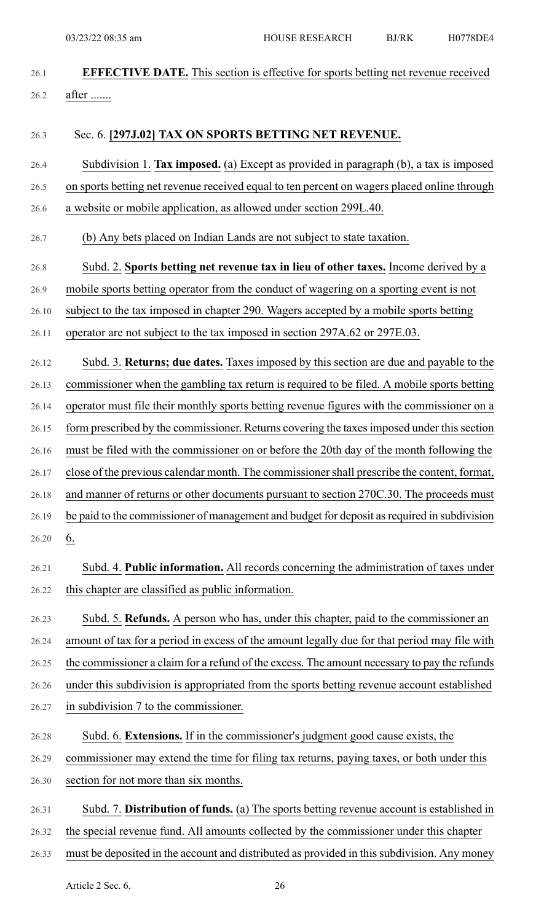**EFFECTIVE DATE.** This section is effective for sports betting net revenue received after .......

Sec. 6. **[297J.02] TAX ON SPORTS BETTING NET REVENUE.**

Subdivision 1. **Tax imposed.** (a) Except as provided in paragraph (b), a tax is imposed on sports betting net revenue received equal to ten percent on wagers placed online through a website or mobile application, as allowed under section 299L.40.

(b) Any bets placed on Indian Lands are not subject to state taxation.

Subd. 2. **Sports betting net revenue tax in lieu of other taxes.** Income derived by a mobile sports betting operator from the conduct of wagering on a sporting event is not subject to the tax imposed in chapter 290. Wagers accepted by a mobile sports betting operator are not subject to the tax imposed in section 297A.62 or 297E.03.

Subd. 3. **Returns; due dates.** Taxes imposed by this section are due and payable to the commissioner when the gambling tax return is required to be filed. A mobile sports betting operator must file their monthly sports betting revenue figures with the commissioner on a form prescribed by the commissioner. Returns covering the taxes imposed under this section must be filed with the commissioner on or before the 20th day of the month following the close of the previous calendar month. The commissioner shall prescribe the content, format, and manner of returns or other documents pursuant to section 270C.30. The proceeds must be paid to the commissioner of management and budget for deposit as required in subdivision 6.

Subd. 4. **Public information.** All records concerning the administration of taxes under this chapter are classified as public information.

Subd. 5. **Refunds.** A person who has, under this chapter, paid to the commissioner an amount of tax for a period in excess of the amount legally due for that period may file with the commissioner a claim for a refund of the excess. The amount necessary to pay the refunds under this subdivision is appropriated from the sports betting revenue account established in subdivision 7 to the commissioner.

Subd. 6. **Extensions.** If in the commissioner's judgment good cause exists, the commissioner may extend the time for filing tax returns, paying taxes, or both under this section for not more than six months.

Subd. 7. **Distribution of funds.** (a) The sports betting revenue account is established in the special revenue fund. All amounts collected by the commissioner under this chapter must be deposited in the account and distributed as provided in this subdivision. Any money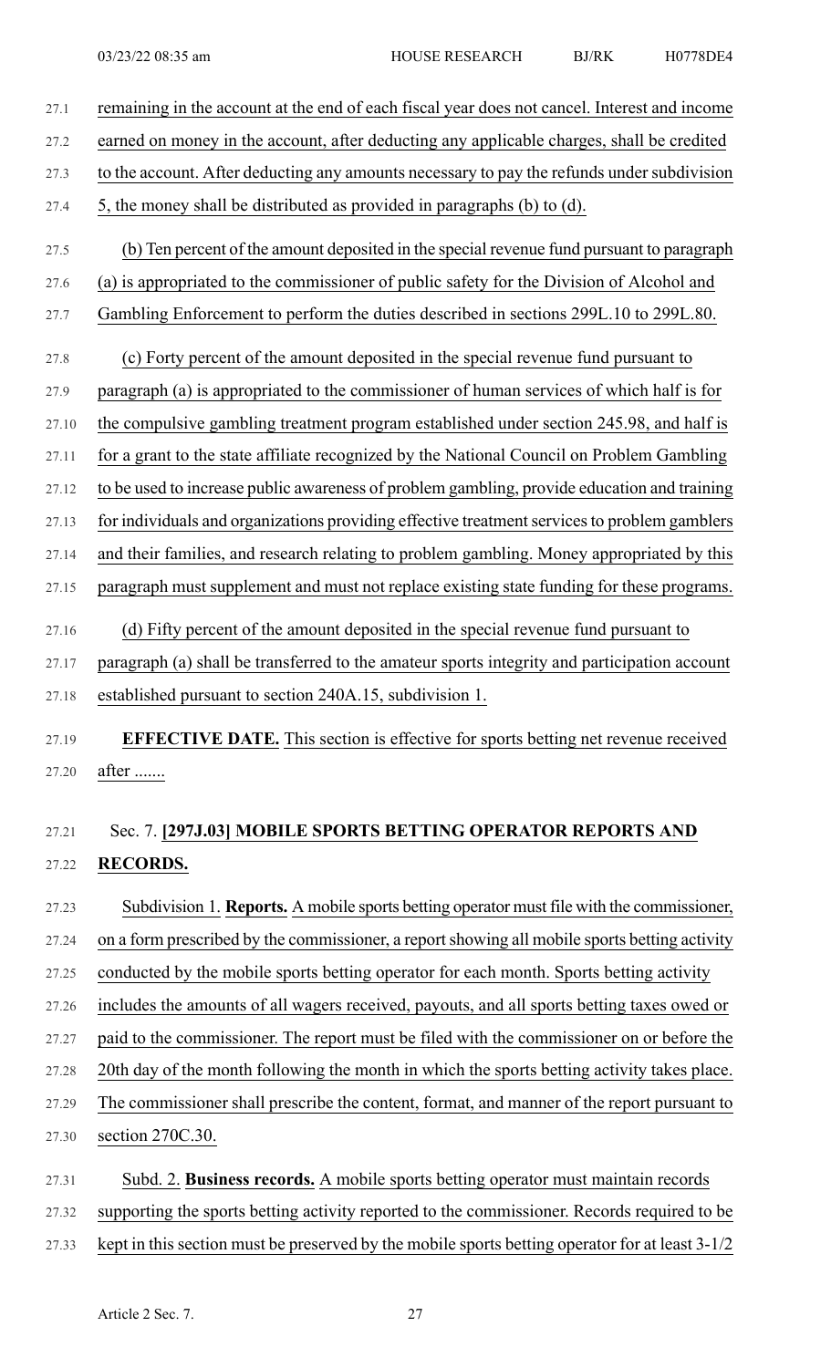remaining in the account at the end of each fiscal year does not cancel. Interest and income earned on money in the account, after deducting any applicable charges, shall be credited to the account. After deducting any amounts necessary to pay the refunds under subdivision 5, the money shall be distributed as provided in paragraphs (b) to (d).

(b) Ten percent of the amount deposited in the special revenue fund pursuant to paragraph (a) is appropriated to the commissioner of public safety for the Division of Alcohol and Gambling Enforcement to perform the duties described in sections 299L.10 to 299L.80.

(c) Forty percent of the amount deposited in the special revenue fund pursuant to paragraph (a) is appropriated to the commissioner of human services of which half is for the compulsive gambling treatment program established under section 245.98, and half is for a grant to the state affiliate recognized by the National Council on Problem Gambling to be used to increase public awareness of problem gambling, provide education and training for individuals and organizations providing effective treatment services to problem gamblers and their families, and research relating to problem gambling. Money appropriated by this paragraph must supplement and must not replace existing state funding for these programs.

(d) Fifty percent of the amount deposited in the special revenue fund pursuant to paragraph (a) shall be transferred to the amateur sports integrity and participation account established pursuant to section 240A.15, subdivision 1.

**EFFECTIVE DATE.** This section is effective for sports betting net revenue received after .......

Sec. 7. **[297J.03] MOBILE SPORTS BETTING OPERATOR REPORTS AND RECORDS.**

Subdivision 1. **Reports.** A mobile sports betting operator must file with the commissioner, on a form prescribed by the commissioner, a report showing all mobile sports betting activity conducted by the mobile sports betting operator for each month. Sports betting activity includes the amounts of all wagers received, payouts, and all sports betting taxes owed or paid to the commissioner. The report must be filed with the commissioner on or before the 20th day of the month following the month in which the sports betting activity takes place. The commissioner shall prescribe the content, format, and manner of the report pursuant to section 270C.30.

Subd. 2. **Business records.** A mobile sports betting operator must maintain records supporting the sports betting activity reported to the commissioner. Records required to be kept in this section must be preserved by the mobile sports betting operator for at least 3-1/2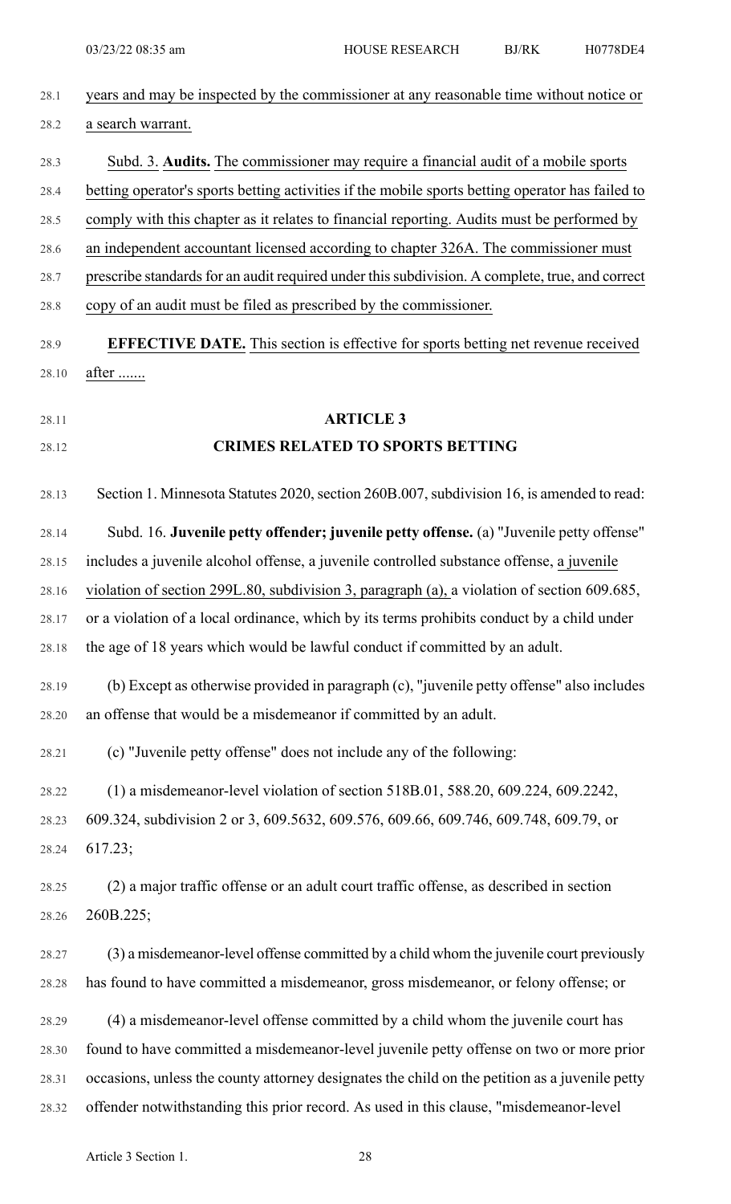years and may be inspected by the commissioner at any reasonable time without notice or a search warrant.

Subd. 3. **Audits.** The commissioner may require a financial audit of a mobile sports betting operator's sports betting activities if the mobile sports betting operator has failed to comply with this chapter as it relates to financial reporting. Audits must be performed by an independent accountant licensed according to chapter 326A. The commissioner must prescribe standards for an audit required under this subdivision. A complete, true, and correct copy of an audit must be filed as prescribed by the commissioner.

**EFFECTIVE DATE.** This section is effective for sports betting net revenue received after .......

## ARTICLE 3
## CRIMES RELATED TO SPORTS BETTING

Section 1. Minnesota Statutes 2020, section 260B.007, subdivision 16, is amended to read:

Subd. 16. **Juvenile petty offender; juvenile petty offense.** (a) "Juvenile petty offense" includes a juvenile alcohol offense, a juvenile controlled substance offense, a juvenile violation of section 299L.80, subdivision 3, paragraph (a), a violation of section 609.685, or a violation of a local ordinance, which by its terms prohibits conduct by a child under the age of 18 years which would be lawful conduct if committed by an adult.

(b) Except as otherwise provided in paragraph (c), "juvenile petty offense" also includes an offense that would be a misdemeanor if committed by an adult.

(c) "Juvenile petty offense" does not include any of the following:

(1) a misdemeanor-level violation of section 518B.01, 588.20, 609.224, 609.2242, 609.324, subdivision 2 or 3, 609.5632, 609.576, 609.66, 609.746, 609.748, 609.79, or 617.23;

(2) a major traffic offense or an adult court traffic offense, as described in section 260B.225;

(3) a misdemeanor-level offense committed by a child whom the juvenile court previously has found to have committed a misdemeanor, gross misdemeanor, or felony offense; or

(4) a misdemeanor-level offense committed by a child whom the juvenile court has found to have committed a misdemeanor-level juvenile petty offense on two or more prior occasions, unless the county attorney designates the child on the petition as a juvenile petty offender notwithstanding this prior record. As used in this clause, "misdemeanor-level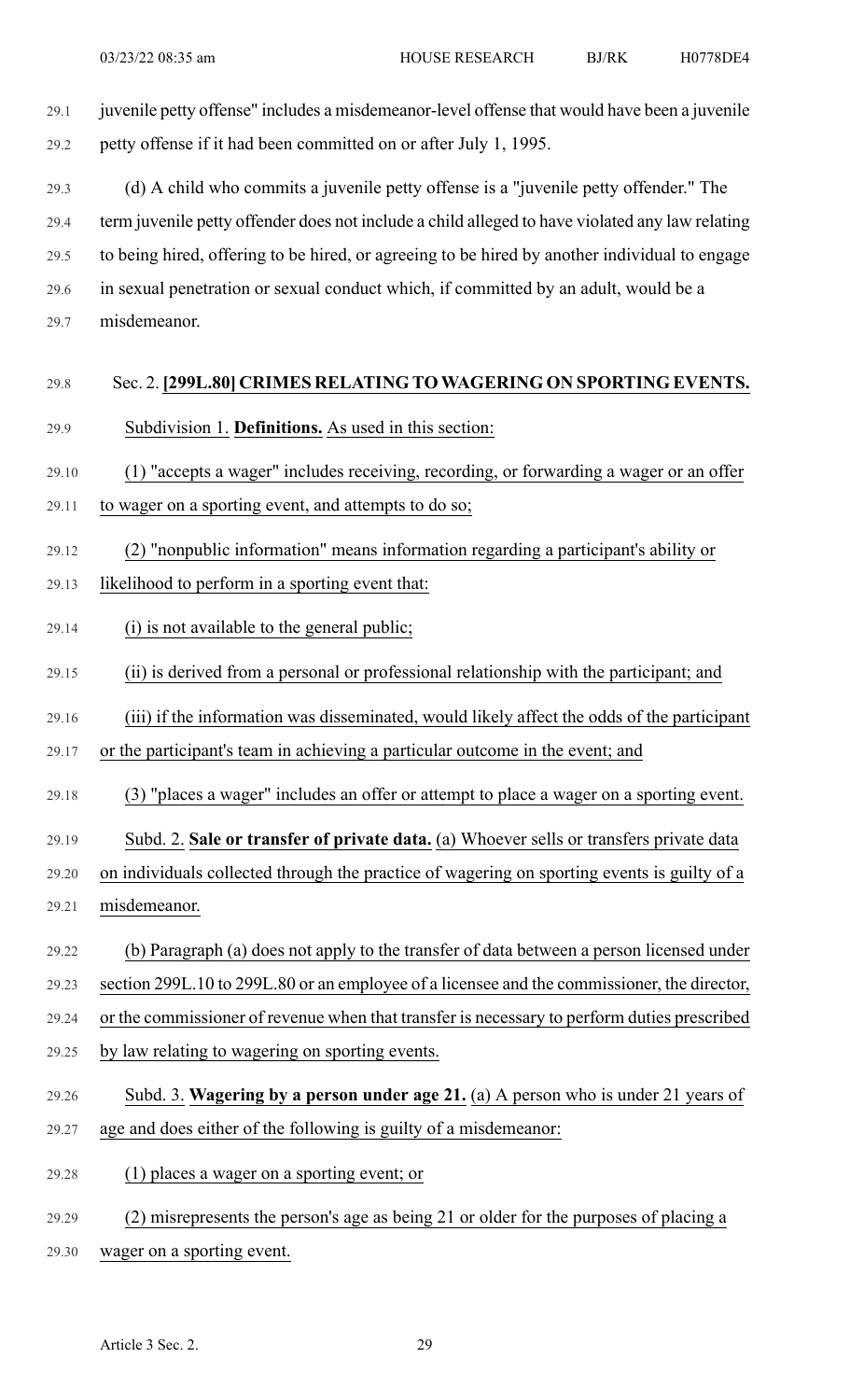juvenile petty offense" includes a misdemeanor-level offense that would have been a juvenile petty offense if it had been committed on or after July 1, 1995.

(d) A child who commits a juvenile petty offense is a "juvenile petty offender." The term juvenile petty offender does not include a child alleged to have violated any law relating to being hired, offering to be hired, or agreeing to be hired by another individual to engage in sexual penetration or sexual conduct which, if committed by an adult, would be a misdemeanor.

Sec. 2. **[299L.80] CRIMES RELATING TO WAGERING ON SPORTING EVENTS.**

Subdivision 1. **Definitions.** As used in this section:

(1) "accepts a wager" includes receiving, recording, or forwarding a wager or an offer to wager on a sporting event, and attempts to do so;

(2) "nonpublic information" means information regarding a participant's ability or likelihood to perform in a sporting event that:

(i) is not available to the general public;

(ii) is derived from a personal or professional relationship with the participant; and

(iii) if the information was disseminated, would likely affect the odds of the participant or the participant's team in achieving a particular outcome in the event; and

(3) "places a wager" includes an offer or attempt to place a wager on a sporting event.

Subd. 2. **Sale or transfer of private data.** (a) Whoever sells or transfers private data on individuals collected through the practice of wagering on sporting events is guilty of a misdemeanor.

(b) Paragraph (a) does not apply to the transfer of data between a person licensed under section 299L.10 to 299L.80 or an employee of a licensee and the commissioner, the director, or the commissioner of revenue when that transfer is necessary to perform duties prescribed by law relating to wagering on sporting events.

Subd. 3. **Wagering by a person under age 21.** (a) A person who is under 21 years of age and does either of the following is guilty of a misdemeanor:

(1) places a wager on a sporting event; or

(2) misrepresents the person's age as being 21 or older for the purposes of placing a wager on a sporting event.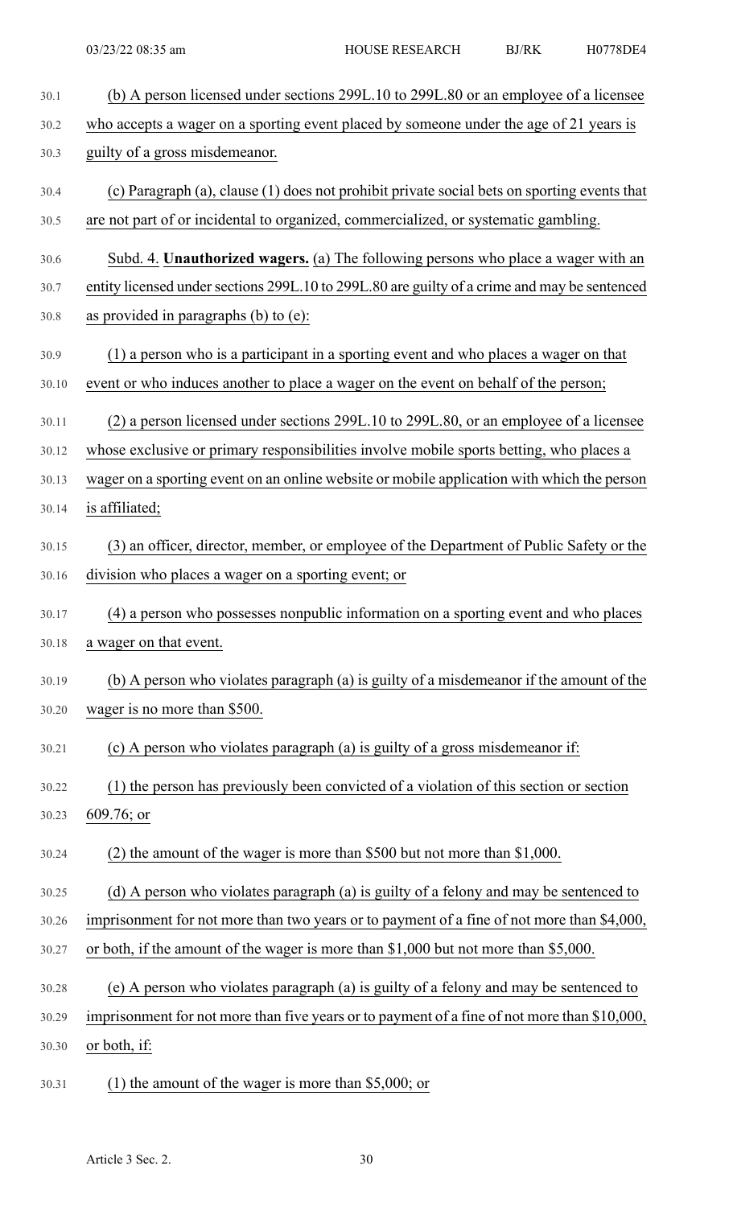(b) A person licensed under sections 299L.10 to 299L.80 or an employee of a licensee who accepts a wager on a sporting event placed by someone under the age of 21 years is guilty of a gross misdemeanor.

(c) Paragraph (a), clause (1) does not prohibit private social bets on sporting events that are not part of or incidental to organized, commercialized, or systematic gambling.

Subd. 4. **Unauthorized wagers.** (a) The following persons who place a wager with an entity licensed under sections 299L.10 to 299L.80 are guilty of a crime and may be sentenced as provided in paragraphs (b) to (e):

(1) a person who is a participant in a sporting event and who places a wager on that event or who induces another to place a wager on the event on behalf of the person;

(2) a person licensed under sections 299L.10 to 299L.80, or an employee of a licensee whose exclusive or primary responsibilities involve mobile sports betting, who places a wager on a sporting event on an online website or mobile application with which the person is affiliated;

(3) an officer, director, member, or employee of the Department of Public Safety or the division who places a wager on a sporting event; or

(4) a person who possesses nonpublic information on a sporting event and who places a wager on that event.

(b) A person who violates paragraph (a) is guilty of a misdemeanor if the amount of the wager is no more than $500.

(c) A person who violates paragraph (a) is guilty of a gross misdemeanor if:

(1) the person has previously been convicted of a violation of this section or section 609.76; or

(2) the amount of the wager is more than $500 but not more than $1,000.

(d) A person who violates paragraph (a) is guilty of a felony and may be sentenced to imprisonment for not more than two years or to payment of a fine of not more than $4,000, or both, if the amount of the wager is more than $1,000 but not more than $5,000.

(e) A person who violates paragraph (a) is guilty of a felony and may be sentenced to imprisonment for not more than five years or to payment of a fine of not more than $10,000, or both, if:

(1) the amount of the wager is more than $5,000; or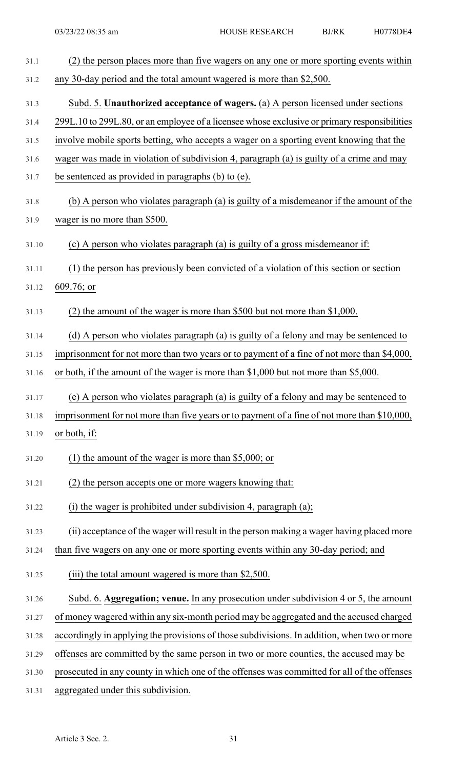(2) the person places more than five wagers on any one or more sporting events within any 30-day period and the total amount wagered is more than $2,500.

Subd. 5. **Unauthorized acceptance of wagers.** (a) A person licensed under sections 299L.10 to 299L.80, or an employee of a licensee whose exclusive or primary responsibilities involve mobile sports betting, who accepts a wager on a sporting event knowing that the wager was made in violation of subdivision 4, paragraph (a) is guilty of a crime and may be sentenced as provided in paragraphs (b) to (e).

(b) A person who violates paragraph (a) is guilty of a misdemeanor if the amount of the wager is no more than $500.

(c) A person who violates paragraph (a) is guilty of a gross misdemeanor if:

(1) the person has previously been convicted of a violation of this section or section 609.76; or

(2) the amount of the wager is more than $500 but not more than $1,000.

(d) A person who violates paragraph (a) is guilty of a felony and may be sentenced to imprisonment for not more than two years or to payment of a fine of not more than $4,000, or both, if the amount of the wager is more than $1,000 but not more than $5,000.

(e) A person who violates paragraph (a) is guilty of a felony and may be sentenced to imprisonment for not more than five years or to payment of a fine of not more than $10,000, or both, if:

(1) the amount of the wager is more than $5,000; or

(2) the person accepts one or more wagers knowing that:

(i) the wager is prohibited under subdivision 4, paragraph (a);

(ii) acceptance of the wager will result in the person making a wager having placed more than five wagers on any one or more sporting events within any 30-day period; and

(iii) the total amount wagered is more than $2,500.

Subd. 6. **Aggregation; venue.** In any prosecution under subdivision 4 or 5, the amount of money wagered within any six-month period may be aggregated and the accused charged accordingly in applying the provisions of those subdivisions. In addition, when two or more offenses are committed by the same person in two or more counties, the accused may be prosecuted in any county in which one of the offenses was committed for all of the offenses aggregated under this subdivision.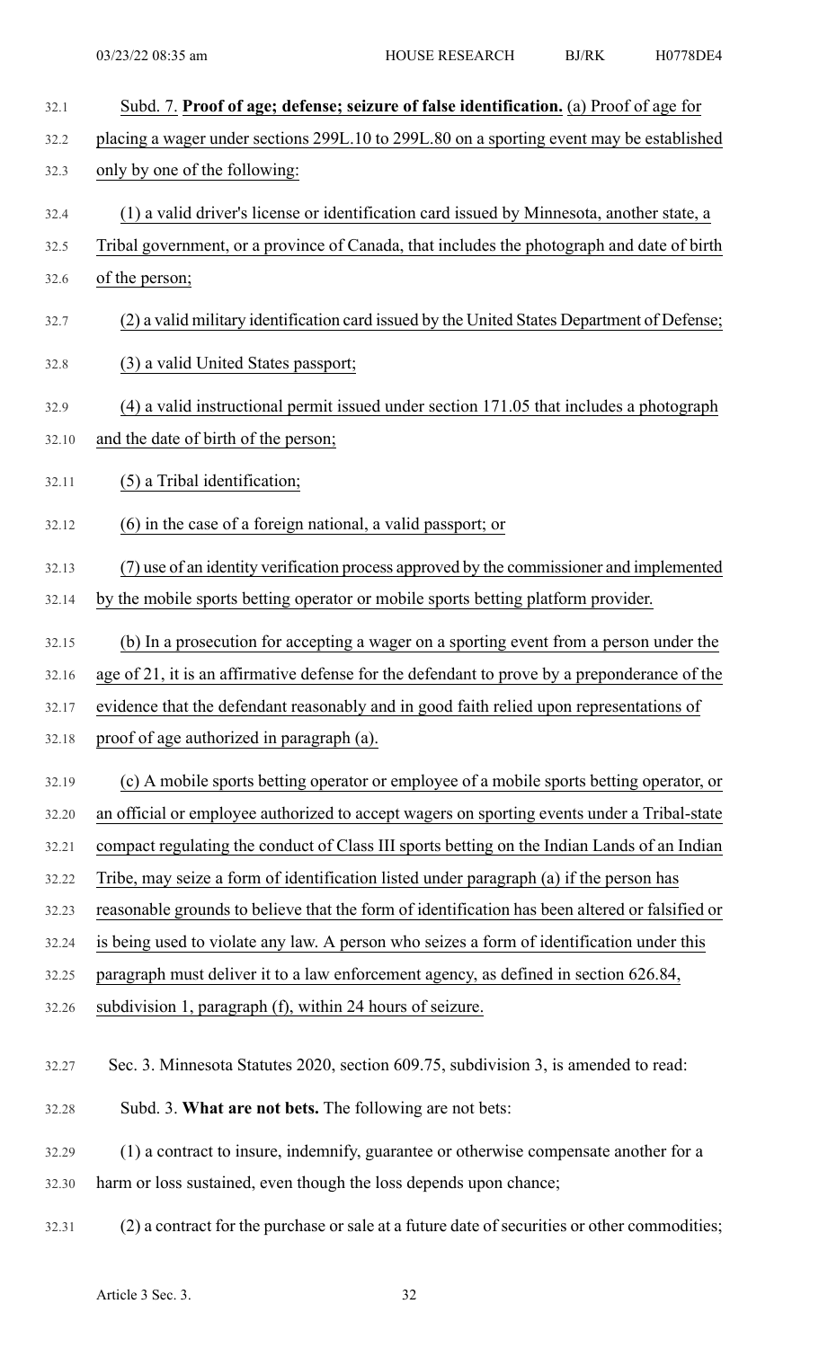Subd. 7. **Proof of age; defense; seizure of false identification.** (a) Proof of age for placing a wager under sections 299L.10 to 299L.80 on a sporting event may be established only by one of the following:

(1) a valid driver's license or identification card issued by Minnesota, another state, a Tribal government, or a province of Canada, that includes the photograph and date of birth of the person;

(2) a valid military identification card issued by the United States Department of Defense;

(3) a valid United States passport;

(4) a valid instructional permit issued under section 171.05 that includes a photograph and the date of birth of the person;

(5) a Tribal identification;

(6) in the case of a foreign national, a valid passport; or

(7) use of an identity verification process approved by the commissioner and implemented by the mobile sports betting operator or mobile sports betting platform provider.

(b) In a prosecution for accepting a wager on a sporting event from a person under the age of 21, it is an affirmative defense for the defendant to prove by a preponderance of the evidence that the defendant reasonably and in good faith relied upon representations of proof of age authorized in paragraph (a).

(c) A mobile sports betting operator or employee of a mobile sports betting operator, or an official or employee authorized to accept wagers on sporting events under a Tribal-state compact regulating the conduct of Class III sports betting on the Indian Lands of an Indian Tribe, may seize a form of identification listed under paragraph (a) if the person has reasonable grounds to believe that the form of identification has been altered or falsified or is being used to violate any law. A person who seizes a form of identification under this paragraph must deliver it to a law enforcement agency, as defined in section 626.84, subdivision 1, paragraph (f), within 24 hours of seizure.

Sec. 3. Minnesota Statutes 2020, section 609.75, subdivision 3, is amended to read:

Subd. 3. **What are not bets.** The following are not bets:

(1) a contract to insure, indemnify, guarantee or otherwise compensate another for a harm or loss sustained, even though the loss depends upon chance;

(2) a contract for the purchase or sale at a future date of securities or other commodities;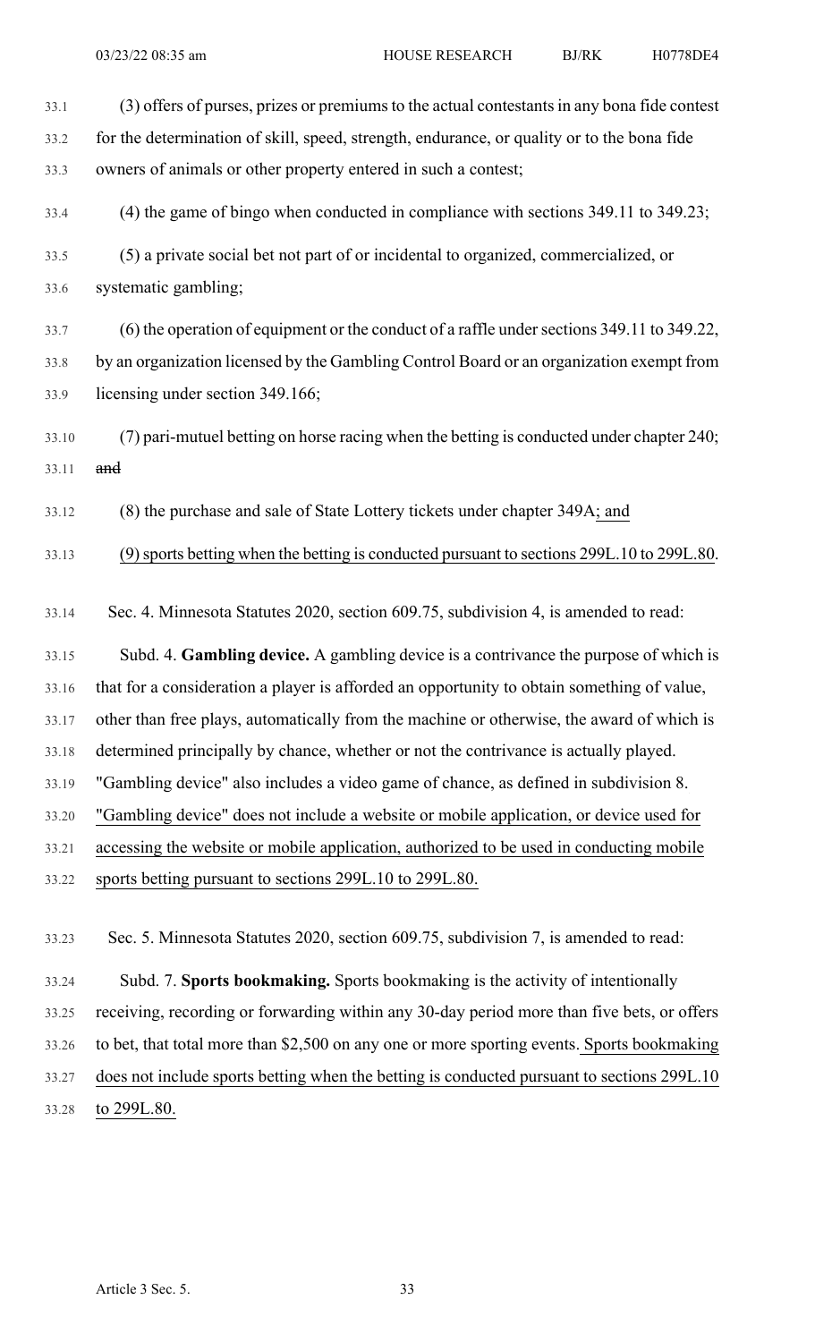(3) offers of purses, prizes or premiums to the actual contestants in any bona fide contest for the determination of skill, speed, strength, endurance, or quality or to the bona fide owners of animals or other property entered in such a contest;

(4) the game of bingo when conducted in compliance with sections 349.11 to 349.23;

(5) a private social bet not part of or incidental to organized, commercialized, or systematic gambling;

(6) the operation of equipment or the conduct of a raffle under sections 349.11 to 349.22, by an organization licensed by the Gambling Control Board or an organization exempt from licensing under section 349.166;

(7) pari-mutuel betting on horse racing when the betting is conducted under chapter 240; ~~and~~

(8) the purchase and sale of State Lottery tickets under chapter 349A; and

(9) sports betting when the betting is conducted pursuant to sections 299L.10 to 299L.80.

Sec. 4. Minnesota Statutes 2020, section 609.75, subdivision 4, is amended to read:

Subd. 4. **Gambling device.** A gambling device is a contrivance the purpose of which is that for a consideration a player is afforded an opportunity to obtain something of value, other than free plays, automatically from the machine or otherwise, the award of which is determined principally by chance, whether or not the contrivance is actually played. "Gambling device" also includes a video game of chance, as defined in subdivision 8. "Gambling device" does not include a website or mobile application, or device used for accessing the website or mobile application, authorized to be used in conducting mobile sports betting pursuant to sections 299L.10 to 299L.80.

Sec. 5. Minnesota Statutes 2020, section 609.75, subdivision 7, is amended to read:

Subd. 7. **Sports bookmaking.** Sports bookmaking is the activity of intentionally receiving, recording or forwarding within any 30-day period more than five bets, or offers to bet, that total more than $2,500 on any one or more sporting events. Sports bookmaking does not include sports betting when the betting is conducted pursuant to sections 299L.10 to 299L.80.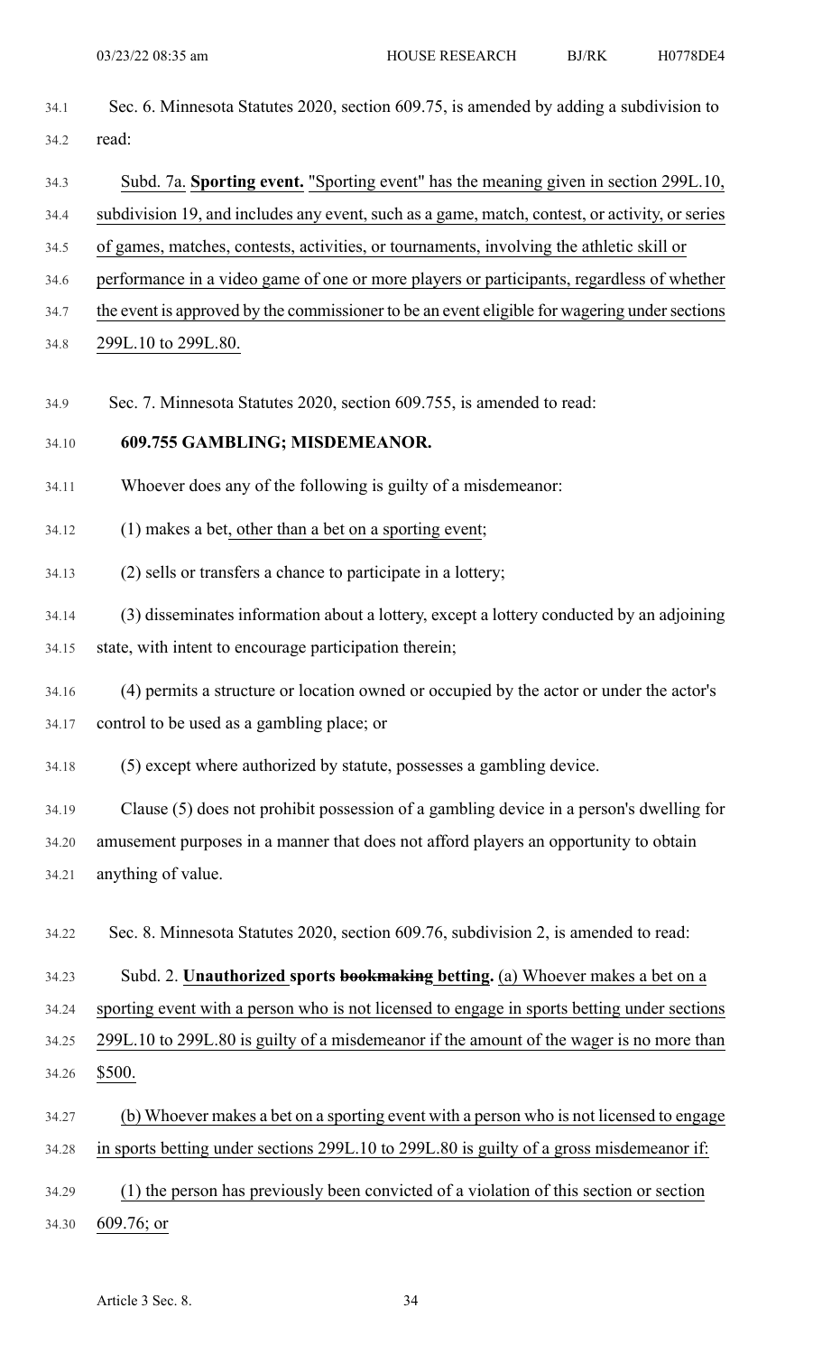Sec. 6. Minnesota Statutes 2020, section 609.75, is amended by adding a subdivision to read:

Subd. 7a. **Sporting event.** "Sporting event" has the meaning given in section 299L.10, subdivision 19, and includes any event, such as a game, match, contest, or activity, or series of games, matches, contests, activities, or tournaments, involving the athletic skill or performance in a video game of one or more players or participants, regardless of whether the event is approved by the commissioner to be an event eligible for wagering under sections 299L.10 to 299L.80.

Sec. 7. Minnesota Statutes 2020, section 609.755, is amended to read:

**609.755 GAMBLING; MISDEMEANOR.**

Whoever does any of the following is guilty of a misdemeanor:

(1) makes a bet, other than a bet on a sporting event;

(2) sells or transfers a chance to participate in a lottery;

(3) disseminates information about a lottery, except a lottery conducted by an adjoining state, with intent to encourage participation therein;

(4) permits a structure or location owned or occupied by the actor or under the actor's control to be used as a gambling place; or

(5) except where authorized by statute, possesses a gambling device.

Clause (5) does not prohibit possession of a gambling device in a person's dwelling for amusement purposes in a manner that does not afford players an opportunity to obtain anything of value.

Sec. 8. Minnesota Statutes 2020, section 609.76, subdivision 2, is amended to read:

Subd. 2. **Unauthorized sports ~~bookmaking~~ betting.** (a) Whoever makes a bet on a sporting event with a person who is not licensed to engage in sports betting under sections 299L.10 to 299L.80 is guilty of a misdemeanor if the amount of the wager is no more than $500.

(b) Whoever makes a bet on a sporting event with a person who is not licensed to engage in sports betting under sections 299L.10 to 299L.80 is guilty of a gross misdemeanor if:

(1) the person has previously been convicted of a violation of this section or section 609.76; or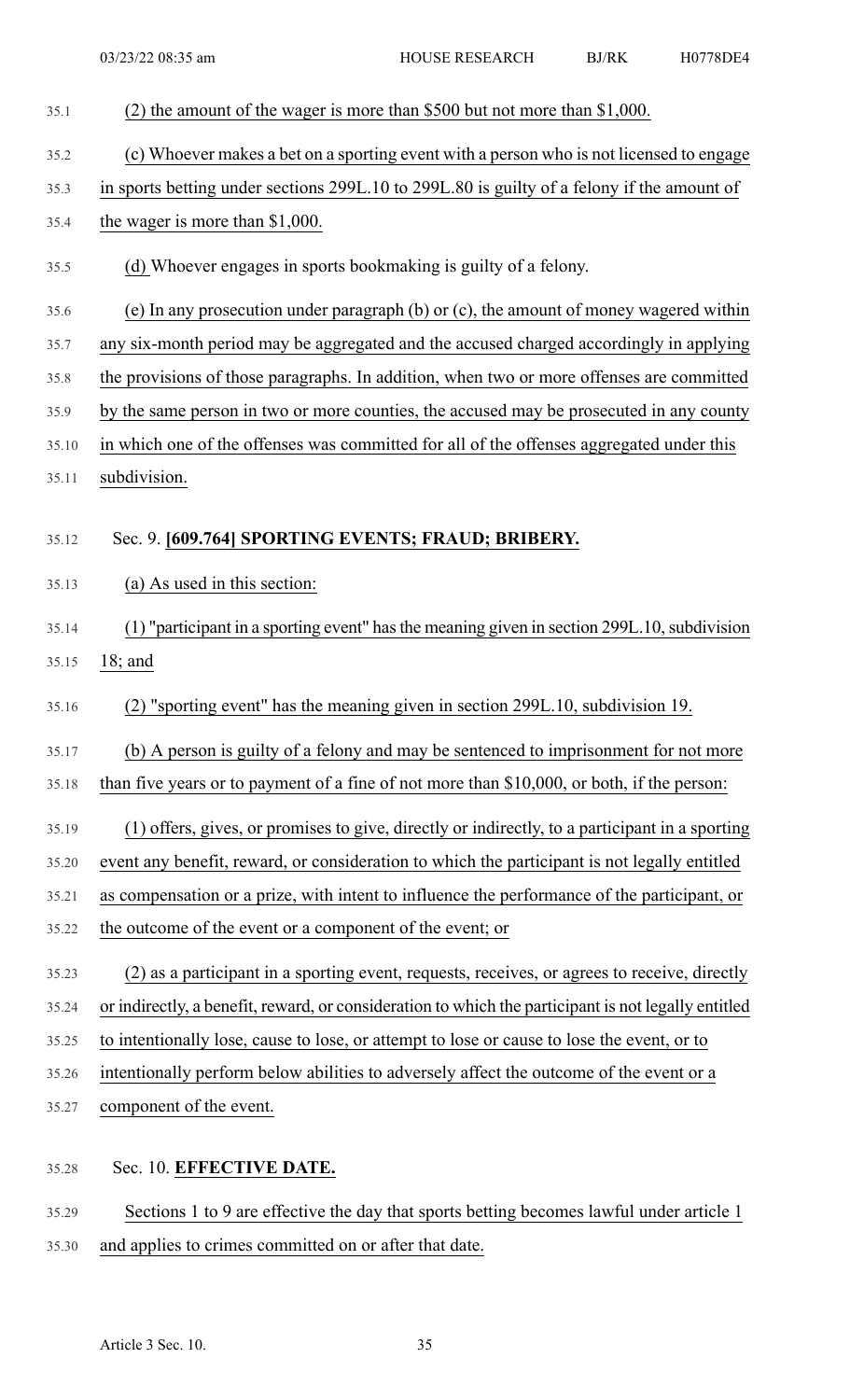(2) the amount of the wager is more than $500 but not more than $1,000.

(c) Whoever makes a bet on a sporting event with a person who is not licensed to engage in sports betting under sections 299L.10 to 299L.80 is guilty of a felony if the amount of the wager is more than $1,000.

(d) Whoever engages in sports bookmaking is guilty of a felony.

(e) In any prosecution under paragraph (b) or (c), the amount of money wagered within any six-month period may be aggregated and the accused charged accordingly in applying the provisions of those paragraphs. In addition, when two or more offenses are committed by the same person in two or more counties, the accused may be prosecuted in any county in which one of the offenses was committed for all of the offenses aggregated under this subdivision.

Sec. 9. **[609.764] SPORTING EVENTS; FRAUD; BRIBERY.**

(a) As used in this section:

(1) "participant in a sporting event" has the meaning given in section 299L.10, subdivision 18; and

(2) "sporting event" has the meaning given in section 299L.10, subdivision 19.

(b) A person is guilty of a felony and may be sentenced to imprisonment for not more than five years or to payment of a fine of not more than $10,000, or both, if the person:

(1) offers, gives, or promises to give, directly or indirectly, to a participant in a sporting event any benefit, reward, or consideration to which the participant is not legally entitled as compensation or a prize, with intent to influence the performance of the participant, or the outcome of the event or a component of the event; or

(2) as a participant in a sporting event, requests, receives, or agrees to receive, directly or indirectly, a benefit, reward, or consideration to which the participant is not legally entitled to intentionally lose, cause to lose, or attempt to lose or cause to lose the event, or to intentionally perform below abilities to adversely affect the outcome of the event or a component of the event.

Sec. 10. **EFFECTIVE DATE.**

Sections 1 to 9 are effective the day that sports betting becomes lawful under article 1 and applies to crimes committed on or after that date.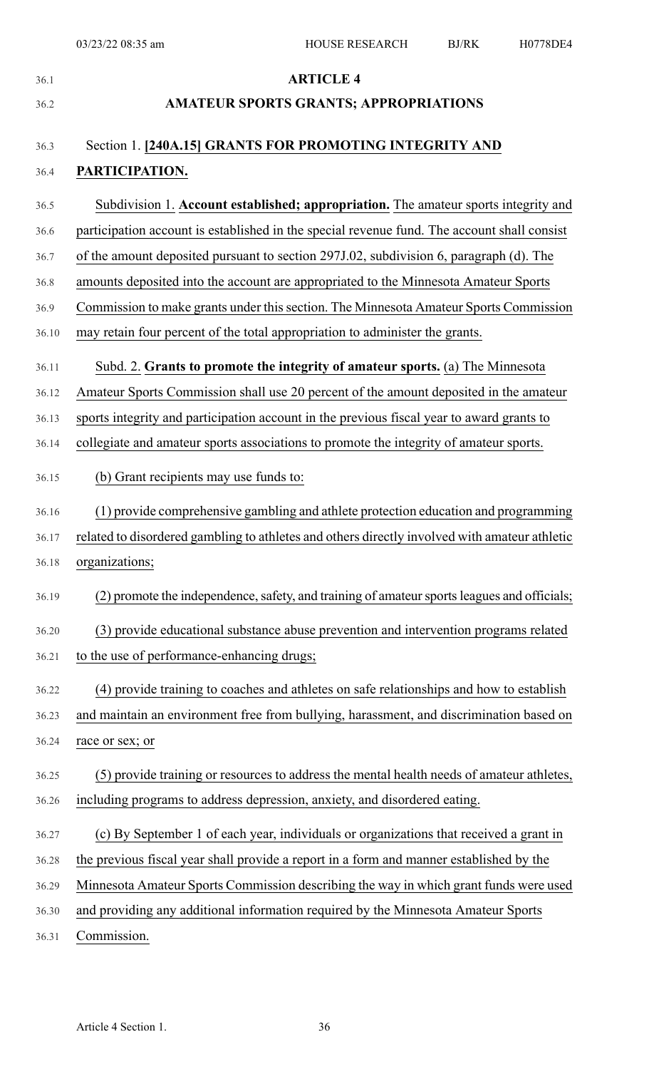## ARTICLE 4

## AMATEUR SPORTS GRANTS; APPROPRIATIONS

### Section 1. [240A.15] GRANTS FOR PROMOTING INTEGRITY AND PARTICIPATION.

Subdivision 1. **Account established; appropriation.** The amateur sports integrity and participation account is established in the special revenue fund. The account shall consist of the amount deposited pursuant to section 297J.02, subdivision 6, paragraph (d). The amounts deposited into the account are appropriated to the Minnesota Amateur Sports Commission to make grants under this section. The Minnesota Amateur Sports Commission may retain four percent of the total appropriation to administer the grants.

Subd. 2. **Grants to promote the integrity of amateur sports.** (a) The Minnesota Amateur Sports Commission shall use 20 percent of the amount deposited in the amateur sports integrity and participation account in the previous fiscal year to award grants to collegiate and amateur sports associations to promote the integrity of amateur sports.

(b) Grant recipients may use funds to:

(1) provide comprehensive gambling and athlete protection education and programming related to disordered gambling to athletes and others directly involved with amateur athletic organizations;

(2) promote the independence, safety, and training of amateur sports leagues and officials;

(3) provide educational substance abuse prevention and intervention programs related to the use of performance-enhancing drugs;

(4) provide training to coaches and athletes on safe relationships and how to establish and maintain an environment free from bullying, harassment, and discrimination based on race or sex; or

(5) provide training or resources to address the mental health needs of amateur athletes, including programs to address depression, anxiety, and disordered eating.

(c) By September 1 of each year, individuals or organizations that received a grant in the previous fiscal year shall provide a report in a form and manner established by the Minnesota Amateur Sports Commission describing the way in which grant funds were used and providing any additional information required by the Minnesota Amateur Sports Commission.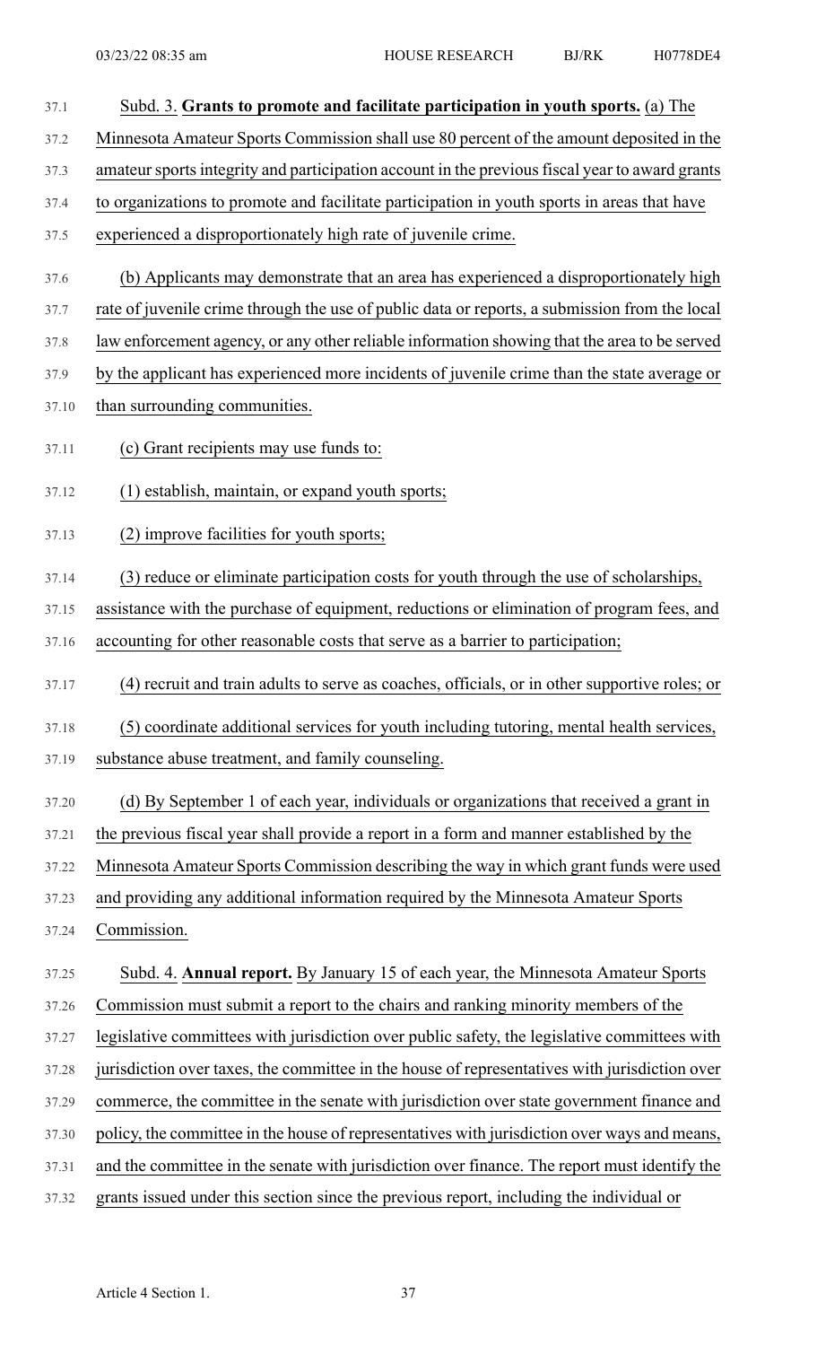Subd. 3. **Grants to promote and facilitate participation in youth sports.** (a) The Minnesota Amateur Sports Commission shall use 80 percent of the amount deposited in the amateur sports integrity and participation account in the previous fiscal year to award grants to organizations to promote and facilitate participation in youth sports in areas that have experienced a disproportionately high rate of juvenile crime.

(b) Applicants may demonstrate that an area has experienced a disproportionately high rate of juvenile crime through the use of public data or reports, a submission from the local law enforcement agency, or any other reliable information showing that the area to be served by the applicant has experienced more incidents of juvenile crime than the state average or than surrounding communities.

(c) Grant recipients may use funds to:

(1) establish, maintain, or expand youth sports;

(2) improve facilities for youth sports;

(3) reduce or eliminate participation costs for youth through the use of scholarships, assistance with the purchase of equipment, reductions or elimination of program fees, and accounting for other reasonable costs that serve as a barrier to participation;

(4) recruit and train adults to serve as coaches, officials, or in other supportive roles; or

(5) coordinate additional services for youth including tutoring, mental health services, substance abuse treatment, and family counseling.

(d) By September 1 of each year, individuals or organizations that received a grant in the previous fiscal year shall provide a report in a form and manner established by the Minnesota Amateur Sports Commission describing the way in which grant funds were used and providing any additional information required by the Minnesota Amateur Sports Commission.

Subd. 4. **Annual report.** By January 15 of each year, the Minnesota Amateur Sports Commission must submit a report to the chairs and ranking minority members of the legislative committees with jurisdiction over public safety, the legislative committees with jurisdiction over taxes, the committee in the house of representatives with jurisdiction over commerce, the committee in the senate with jurisdiction over state government finance and policy, the committee in the house of representatives with jurisdiction over ways and means, and the committee in the senate with jurisdiction over finance. The report must identify the grants issued under this section since the previous report, including the individual or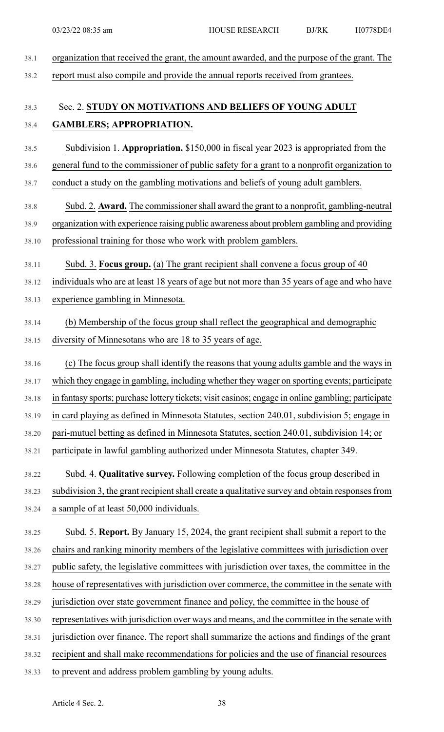organization that received the grant, the amount awarded, and the purpose of the grant. The report must also compile and provide the annual reports received from grantees.

Sec. 2. **STUDY ON MOTIVATIONS AND BELIEFS OF YOUNG ADULT GAMBLERS; APPROPRIATION.**

Subdivision 1. **Appropriation.** $150,000 in fiscal year 2023 is appropriated from the general fund to the commissioner of public safety for a grant to a nonprofit organization to conduct a study on the gambling motivations and beliefs of young adult gamblers.

Subd. 2. **Award.** The commissioner shall award the grant to a nonprofit, gambling-neutral organization with experience raising public awareness about problem gambling and providing professional training for those who work with problem gamblers.

Subd. 3. **Focus group.** (a) The grant recipient shall convene a focus group of 40 individuals who are at least 18 years of age but not more than 35 years of age and who have experience gambling in Minnesota.

(b) Membership of the focus group shall reflect the geographical and demographic diversity of Minnesotans who are 18 to 35 years of age.

(c) The focus group shall identify the reasons that young adults gamble and the ways in which they engage in gambling, including whether they wager on sporting events; participate in fantasy sports; purchase lottery tickets; visit casinos; engage in online gambling; participate in card playing as defined in Minnesota Statutes, section 240.01, subdivision 5; engage in pari-mutuel betting as defined in Minnesota Statutes, section 240.01, subdivision 14; or participate in lawful gambling authorized under Minnesota Statutes, chapter 349.

Subd. 4. **Qualitative survey.** Following completion of the focus group described in subdivision 3, the grant recipient shall create a qualitative survey and obtain responses from a sample of at least 50,000 individuals.

Subd. 5. **Report.** By January 15, 2024, the grant recipient shall submit a report to the chairs and ranking minority members of the legislative committees with jurisdiction over public safety, the legislative committees with jurisdiction over taxes, the committee in the house of representatives with jurisdiction over commerce, the committee in the senate with jurisdiction over state government finance and policy, the committee in the house of representatives with jurisdiction over ways and means, and the committee in the senate with jurisdiction over finance. The report shall summarize the actions and findings of the grant recipient and shall make recommendations for policies and the use of financial resources to prevent and address problem gambling by young adults.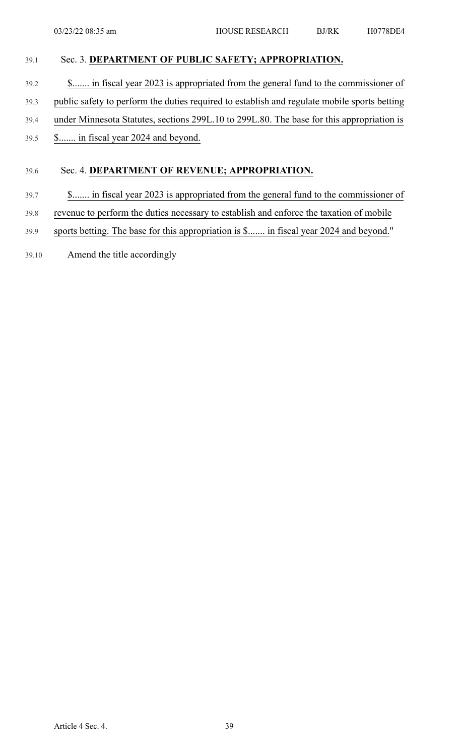Sec. 3. **DEPARTMENT OF PUBLIC SAFETY; APPROPRIATION.**

$....... in fiscal year 2023 is appropriated from the general fund to the commissioner of public safety to perform the duties required to establish and regulate mobile sports betting under Minnesota Statutes, sections 299L.10 to 299L.80. The base for this appropriation is $....... in fiscal year 2024 and beyond.

Sec. 4. **DEPARTMENT OF REVENUE; APPROPRIATION.**

$....... in fiscal year 2023 is appropriated from the general fund to the commissioner of revenue to perform the duties necessary to establish and enforce the taxation of mobile sports betting. The base for this appropriation is $....... in fiscal year 2024 and beyond."

Amend the title accordingly